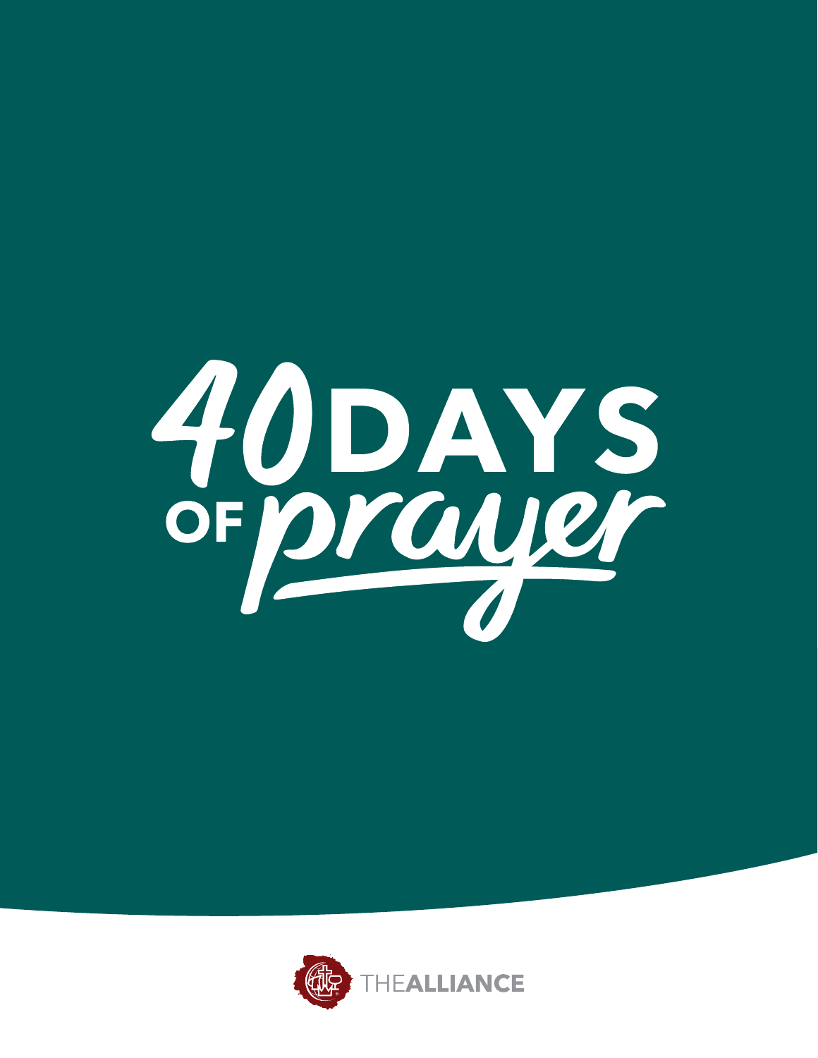# 40 DAYS OF prayer

THE ALLIANCE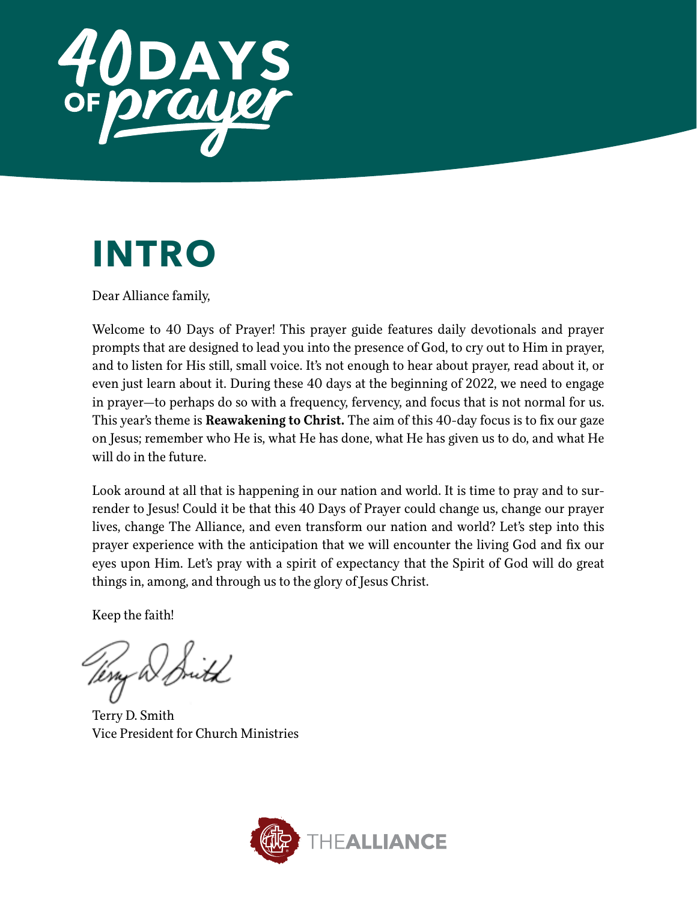# INTRO

Dear Alliance family,

Welcome to 40 Days of Prayer! This prayer guide features daily devotionals and prayer prompts that are designed to lead you into the presence of God, to cry out to Him in prayer, and to listen for His still, small voice. It's not enough to hear about prayer, read about it, or even just learn about it. During these 40 days at the beginning of 2022, we need to engage in prayer—to perhaps do so with a frequency, fervency, and focus that is not normal for us. This year's theme is **Reawakening to Christ.** The aim of this 40-day focus is to fix our gaze on Jesus; remember who He is, what He has done, what He has given us to do, and what He will do in the future.

Look around at all that is happening in our nation and world. It is time to pray and to surrender to Jesus! Could it be that this 40 Days of Prayer could change us, change our prayer lives, change The Alliance, and even transform our nation and world? Let's step into this prayer experience with the anticipation that we will encounter the living God and fix our eyes upon Him. Let's pray with a spirit of expectancy that the Spirit of God will do great things in, among, and through us to the glory of Jesus Christ.

Keep the faith!

Terry D. Smith
Vice President for Church Ministries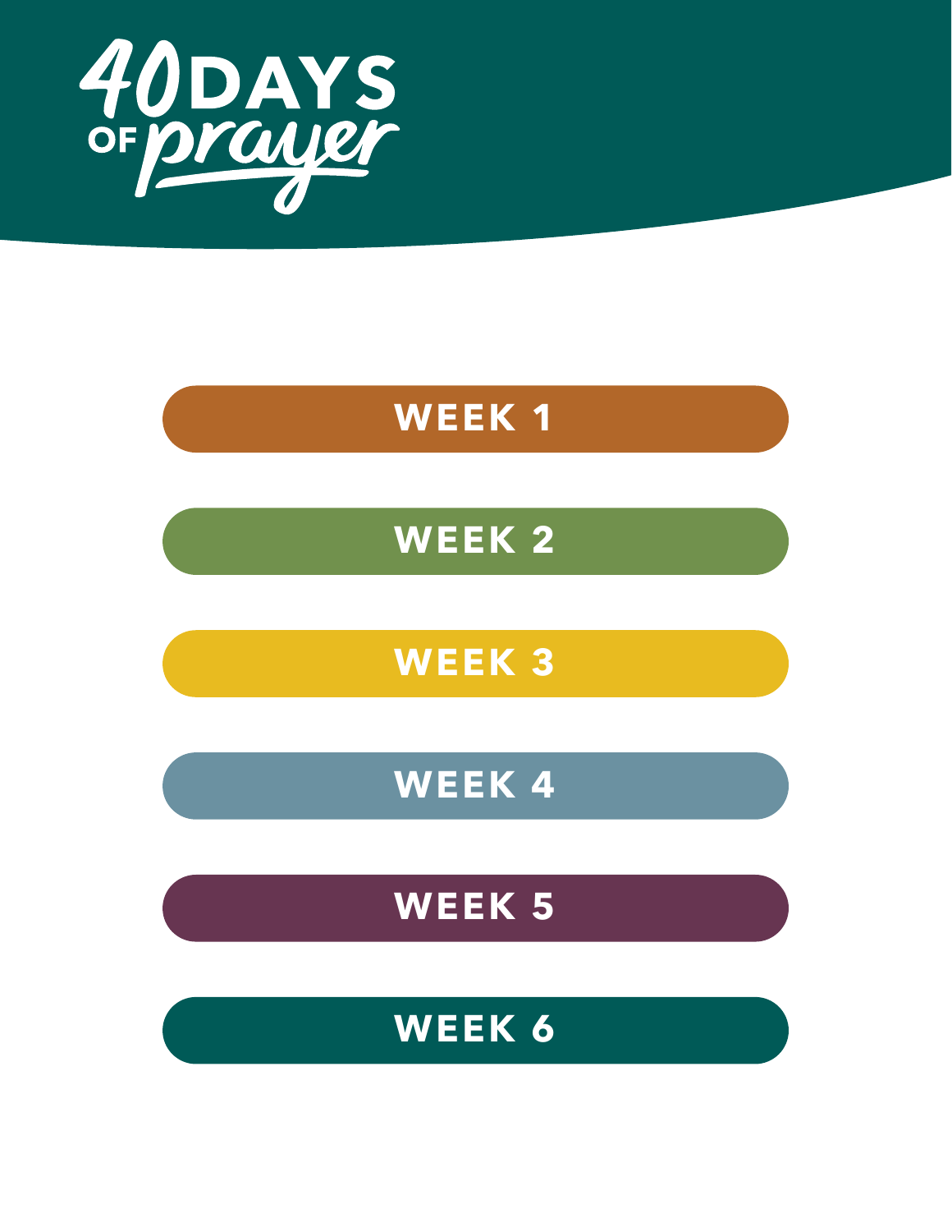# 40 DAYS OF prayer

## WEEK 1

## WEEK 2

## WEEK 3

## WEEK 4

## WEEK 5

## WEEK 6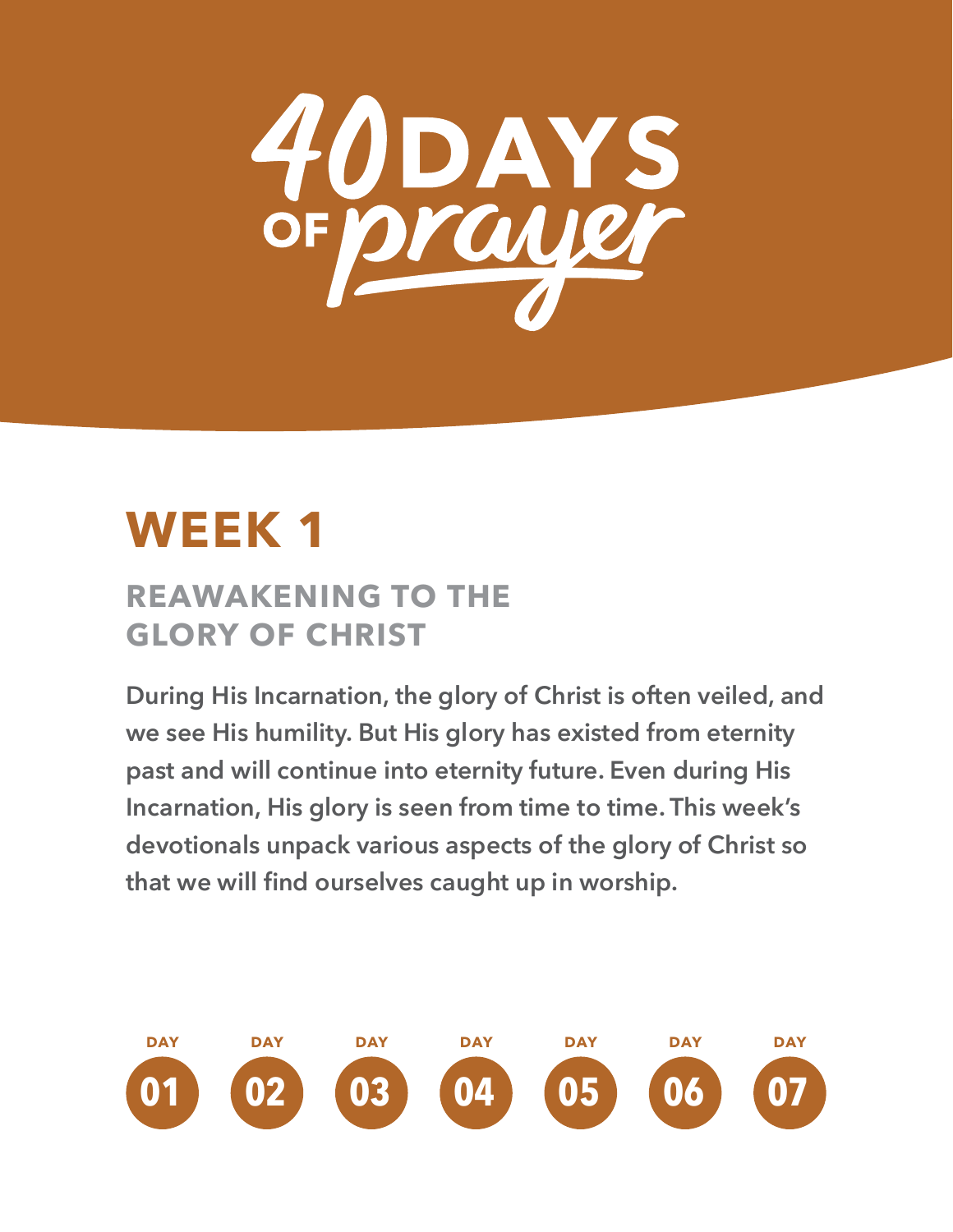# 40 DAYS OF prayer

## WEEK 1

### REAWAKENING TO THE GLORY OF CHRIST

**During His Incarnation, the glory of Christ is often veiled, and we see His humility. But His glory has existed from eternity past and will continue into eternity future. Even during His Incarnation, His glory is seen from time to time. This week's devotionals unpack various aspects of the glory of Christ so that we will find ourselves caught up in worship.**

DAY 01 | DAY 02 | DAY 03 | DAY 04 | DAY 05 | DAY 06 | DAY 07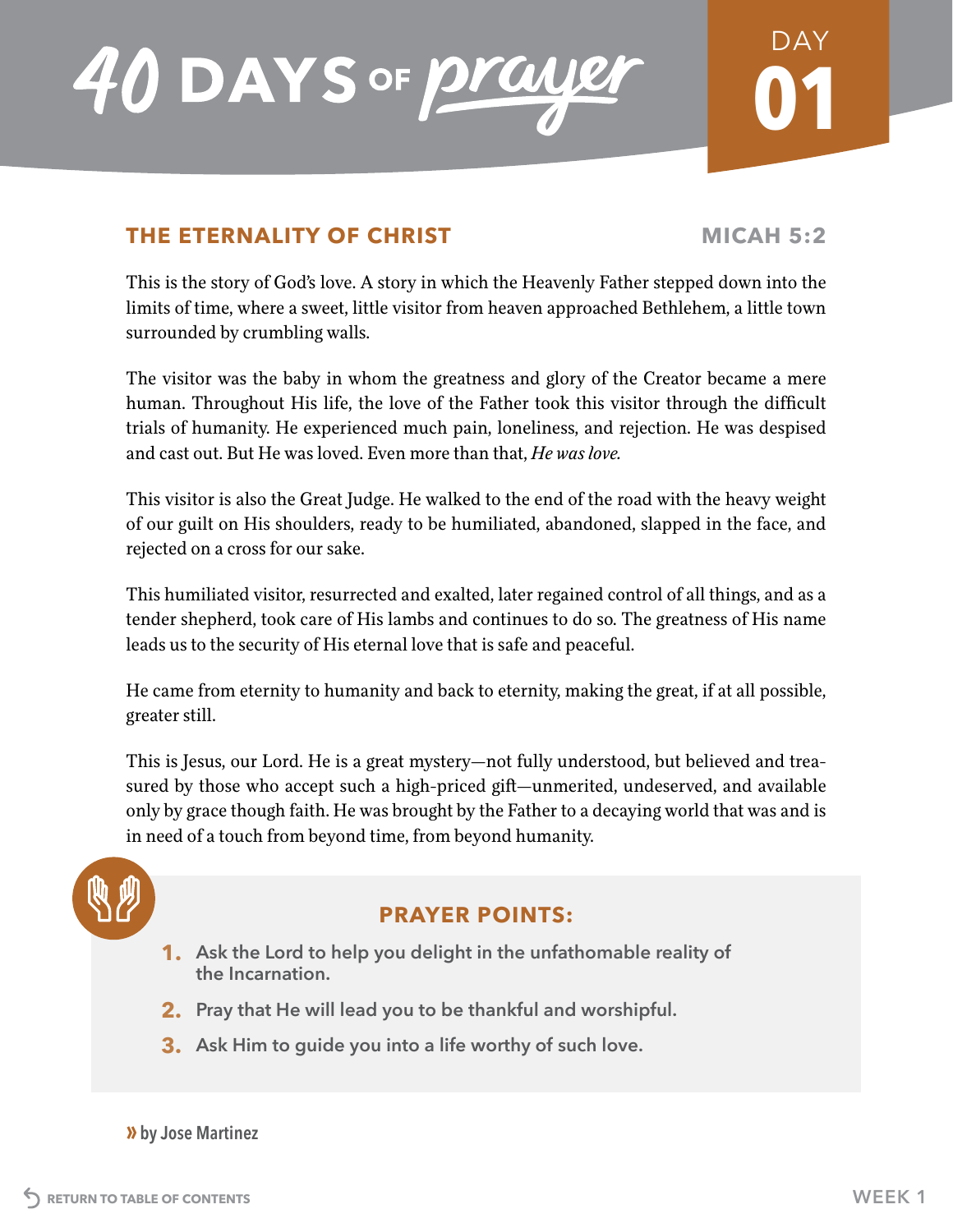# 40 DAYS OF prayer

DAY 01

## THE ETERNALITY OF CHRIST

MICAH 5:2

This is the story of God's love. A story in which the Heavenly Father stepped down into the limits of time, where a sweet, little visitor from heaven approached Bethlehem, a little town surrounded by crumbling walls.

The visitor was the baby in whom the greatness and glory of the Creator became a mere human. Throughout His life, the love of the Father took this visitor through the difficult trials of humanity. He experienced much pain, loneliness, and rejection. He was despised and cast out. But He was loved. Even more than that, *He was love.*

This visitor is also the Great Judge. He walked to the end of the road with the heavy weight of our guilt on His shoulders, ready to be humiliated, abandoned, slapped in the face, and rejected on a cross for our sake.

This humiliated visitor, resurrected and exalted, later regained control of all things, and as a tender shepherd, took care of His lambs and continues to do so. The greatness of His name leads us to the security of His eternal love that is safe and peaceful.

He came from eternity to humanity and back to eternity, making the great, if at all possible, greater still.

This is Jesus, our Lord. He is a great mystery—not fully understood, but believed and treasured by those who accept such a high-priced gift—unmerited, undeserved, and available only by grace though faith. He was brought by the Father to a decaying world that was and is in need of a touch from beyond time, from beyond humanity.

### PRAYER POINTS:

1. Ask the Lord to help you delight in the unfathomable reality of the Incarnation.
2. Pray that He will lead you to be thankful and worshipful.
3. Ask Him to guide you into a life worthy of such love.

» by Jose Martinez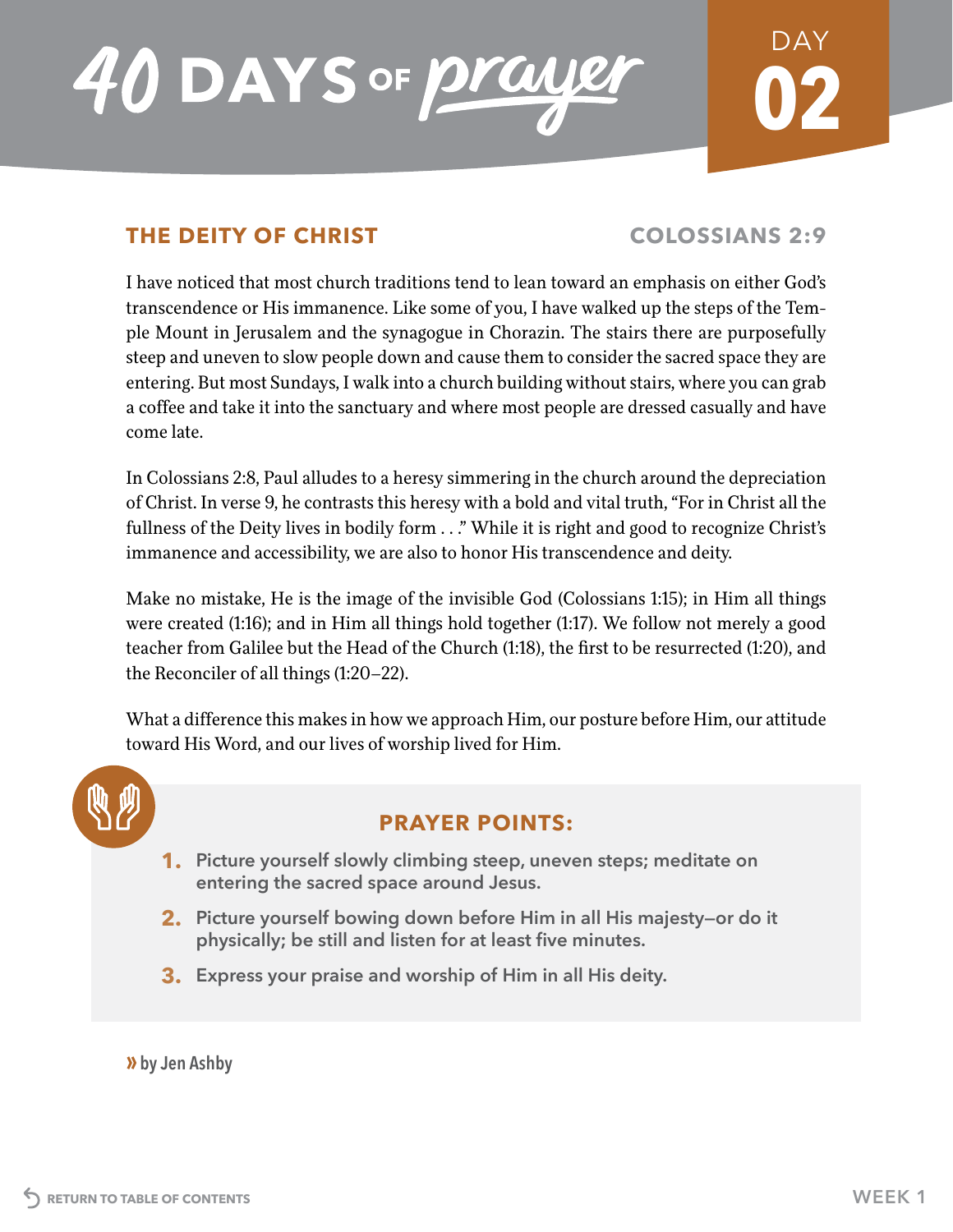# 40 DAYS OF prayer

DAY 02

## THE DEITY OF CHRIST

**COLOSSIANS 2:9**

I have noticed that most church traditions tend to lean toward an emphasis on either God's transcendence or His immanence. Like some of you, I have walked up the steps of the Temple Mount in Jerusalem and the synagogue in Chorazin. The stairs there are purposefully steep and uneven to slow people down and cause them to consider the sacred space they are entering. But most Sundays, I walk into a church building without stairs, where you can grab a coffee and take it into the sanctuary and where most people are dressed casually and have come late.

In Colossians 2:8, Paul alludes to a heresy simmering in the church around the depreciation of Christ. In verse 9, he contrasts this heresy with a bold and vital truth, "For in Christ all the fullness of the Deity lives in bodily form . . ." While it is right and good to recognize Christ's immanence and accessibility, we are also to honor His transcendence and deity.

Make no mistake, He is the image of the invisible God (Colossians 1:15); in Him all things were created (1:16); and in Him all things hold together (1:17). We follow not merely a good teacher from Galilee but the Head of the Church (1:18), the first to be resurrected (1:20), and the Reconciler of all things (1:20–22).

What a difference this makes in how we approach Him, our posture before Him, our attitude toward His Word, and our lives of worship lived for Him.

### PRAYER POINTS:

1. **Picture yourself slowly climbing steep, uneven steps; meditate on entering the sacred space around Jesus.**
2. **Picture yourself bowing down before Him in all His majesty—or do it physically; be still and listen for at least five minutes.**
3. **Express your praise and worship of Him in all His deity.**

» **by Jen Ashby**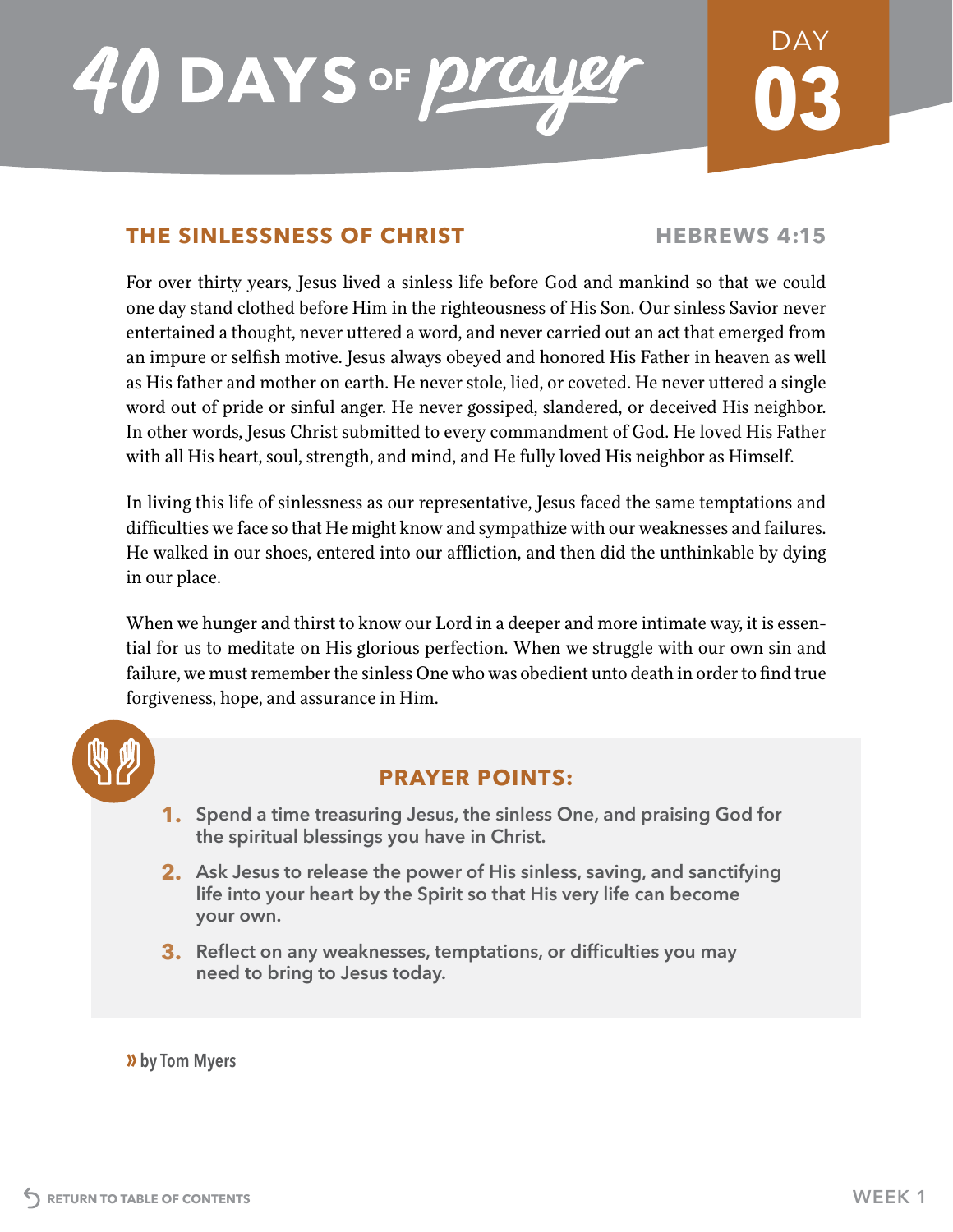# 40 DAYS OF prayer

DAY **03**

## THE SINLESSNESS OF CHRIST

**HEBREWS 4:15**

For over thirty years, Jesus lived a sinless life before God and mankind so that we could one day stand clothed before Him in the righteousness of His Son. Our sinless Savior never entertained a thought, never uttered a word, and never carried out an act that emerged from an impure or selfish motive. Jesus always obeyed and honored His Father in heaven as well as His father and mother on earth. He never stole, lied, or coveted. He never uttered a single word out of pride or sinful anger. He never gossiped, slandered, or deceived His neighbor. In other words, Jesus Christ submitted to every commandment of God. He loved His Father with all His heart, soul, strength, and mind, and He fully loved His neighbor as Himself.

In living this life of sinlessness as our representative, Jesus faced the same temptations and difficulties we face so that He might know and sympathize with our weaknesses and failures. He walked in our shoes, entered into our affliction, and then did the unthinkable by dying in our place.

When we hunger and thirst to know our Lord in a deeper and more intimate way, it is essential for us to meditate on His glorious perfection. When we struggle with our own sin and failure, we must remember the sinless One who was obedient unto death in order to find true forgiveness, hope, and assurance in Him.

### PRAYER POINTS:

1. **Spend a time treasuring Jesus, the sinless One, and praising God for the spiritual blessings you have in Christ.**
2. **Ask Jesus to release the power of His sinless, saving, and sanctifying life into your heart by the Spirit so that His very life can become your own.**
3. **Reflect on any weaknesses, temptations, or difficulties you may need to bring to Jesus today.**

» **by Tom Myers**

RETURN TO TABLE OF CONTENTS

WEEK 1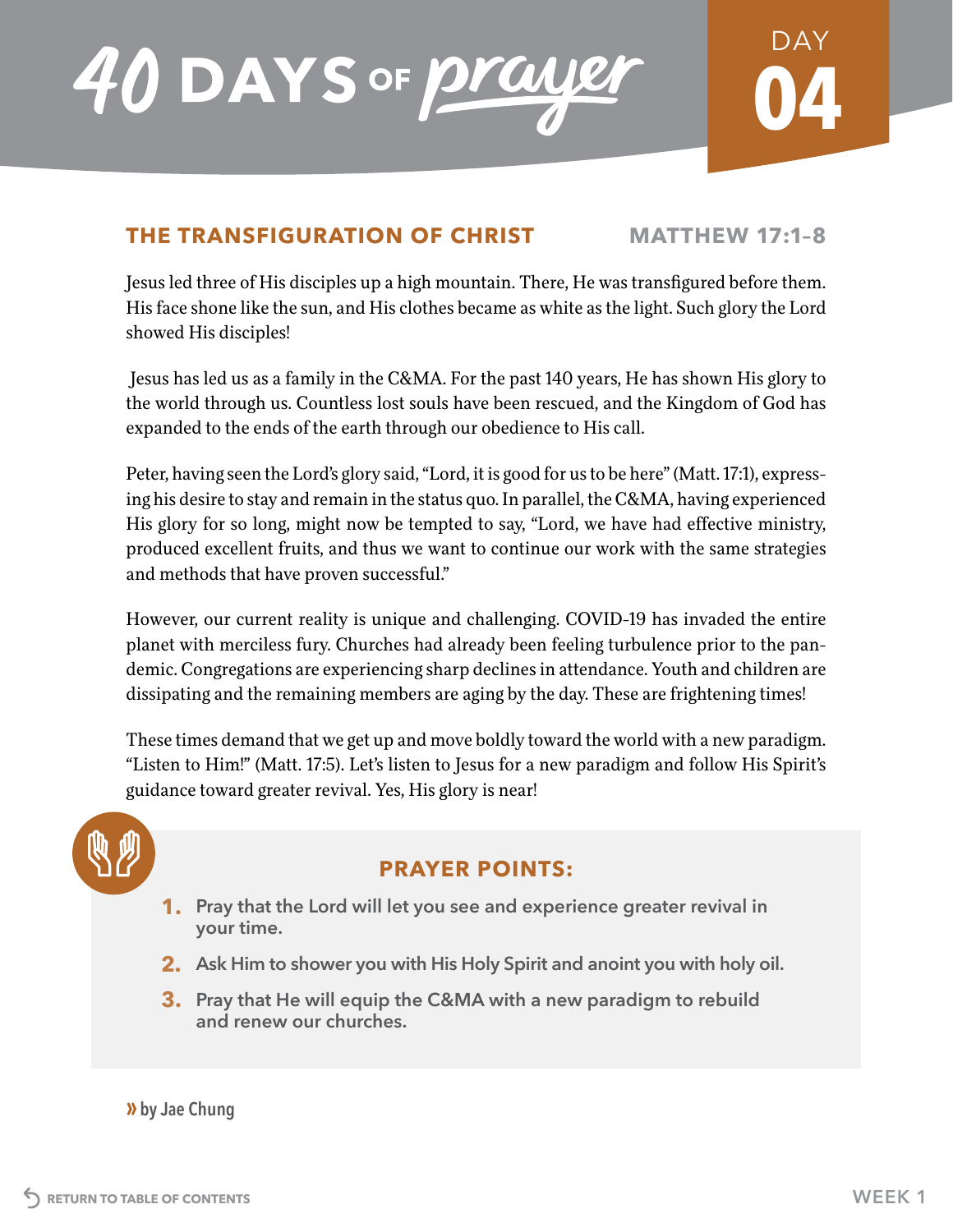# 40 DAYS OF prayer

DAY 04

## THE TRANSFIGURATION OF CHRIST — MATTHEW 17:1–8

Jesus led three of His disciples up a high mountain. There, He was transfigured before them. His face shone like the sun, and His clothes became as white as the light. Such glory the Lord showed His disciples!

Jesus has led us as a family in the C&MA. For the past 140 years, He has shown His glory to the world through us. Countless lost souls have been rescued, and the Kingdom of God has expanded to the ends of the earth through our obedience to His call.

Peter, having seen the Lord's glory said, "Lord, it is good for us to be here" (Matt. 17:1), expressing his desire to stay and remain in the status quo. In parallel, the C&MA, having experienced His glory for so long, might now be tempted to say, "Lord, we have had effective ministry, produced excellent fruits, and thus we want to continue our work with the same strategies and methods that have proven successful."

However, our current reality is unique and challenging. COVID-19 has invaded the entire planet with merciless fury. Churches had already been feeling turbulence prior to the pandemic. Congregations are experiencing sharp declines in attendance. Youth and children are dissipating and the remaining members are aging by the day. These are frightening times!

These times demand that we get up and move boldly toward the world with a new paradigm. "Listen to Him!" (Matt. 17:5). Let's listen to Jesus for a new paradigm and follow His Spirit's guidance toward greater revival. Yes, His glory is near!

### PRAYER POINTS:

1. Pray that the Lord will let you see and experience greater revival in your time.
2. Ask Him to shower you with His Holy Spirit and anoint you with holy oil.
3. Pray that He will equip the C&MA with a new paradigm to rebuild and renew our churches.

» by Jae Chung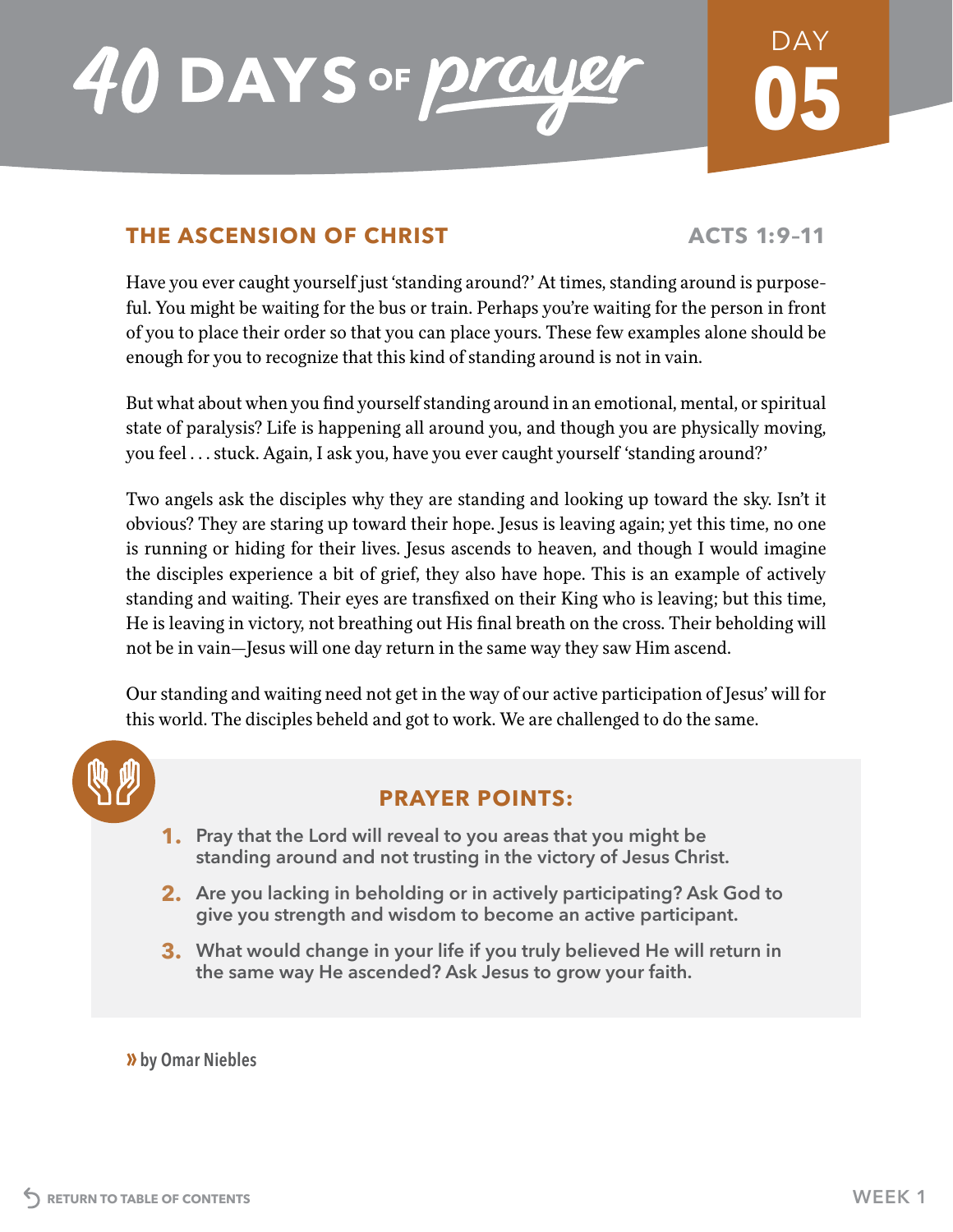# 40 DAYS OF prayer

DAY **05**

## THE ASCENSION OF CHRIST

**ACTS 1:9–11**

Have you ever caught yourself just 'standing around?' At times, standing around is purposeful. You might be waiting for the bus or train. Perhaps you're waiting for the person in front of you to place their order so that you can place yours. These few examples alone should be enough for you to recognize that this kind of standing around is not in vain.

But what about when you find yourself standing around in an emotional, mental, or spiritual state of paralysis? Life is happening all around you, and though you are physically moving, you feel . . . stuck. Again, I ask you, have you ever caught yourself 'standing around?'

Two angels ask the disciples why they are standing and looking up toward the sky. Isn't it obvious? They are staring up toward their hope. Jesus is leaving again; yet this time, no one is running or hiding for their lives. Jesus ascends to heaven, and though I would imagine the disciples experience a bit of grief, they also have hope. This is an example of actively standing and waiting. Their eyes are transfixed on their King who is leaving; but this time, He is leaving in victory, not breathing out His final breath on the cross. Their beholding will not be in vain—Jesus will one day return in the same way they saw Him ascend.

Our standing and waiting need not get in the way of our active participation of Jesus' will for this world. The disciples beheld and got to work. We are challenged to do the same.

### PRAYER POINTS:

1. Pray that the Lord will reveal to you areas that you might be standing around and not trusting in the victory of Jesus Christ.
2. Are you lacking in beholding or in actively participating? Ask God to give you strength and wisdom to become an active participant.
3. What would change in your life if you truly believed He will return in the same way He ascended? Ask Jesus to grow your faith.

» **by Omar Niebles**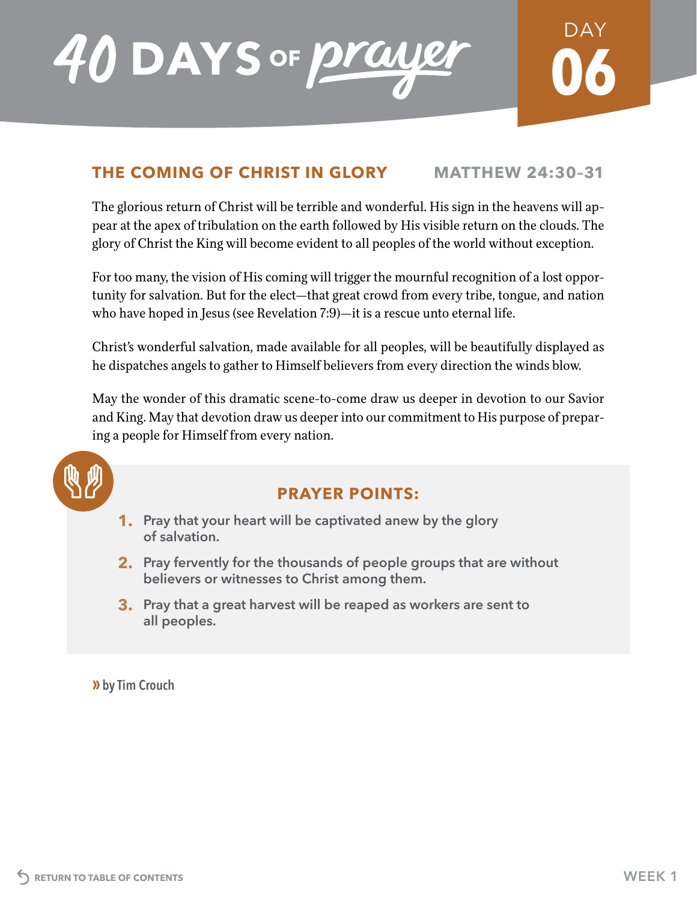# 40 DAYS OF prayer

## DAY 06

## THE COMING OF CHRIST IN GLORY — MATTHEW 24:30–31

The glorious return of Christ will be terrible and wonderful. His sign in the heavens will appear at the apex of tribulation on the earth followed by His visible return on the clouds. The glory of Christ the King will become evident to all peoples of the world without exception.

For too many, the vision of His coming will trigger the mournful recognition of a lost opportunity for salvation. But for the elect—that great crowd from every tribe, tongue, and nation who have hoped in Jesus (see Revelation 7:9)—it is a rescue unto eternal life.

Christ's wonderful salvation, made available for all peoples, will be beautifully displayed as he dispatches angels to gather to Himself believers from every direction the winds blow.

May the wonder of this dramatic scene-to-come draw us deeper in devotion to our Savior and King. May that devotion draw us deeper into our commitment to His purpose of preparing a people for Himself from every nation.

### PRAYER POINTS:

1. Pray that your heart will be captivated anew by the glory of salvation.
2. Pray fervently for the thousands of people groups that are without believers or witnesses to Christ among them.
3. Pray that a great harvest will be reaped as workers are sent to all peoples.

» by Tim Crouch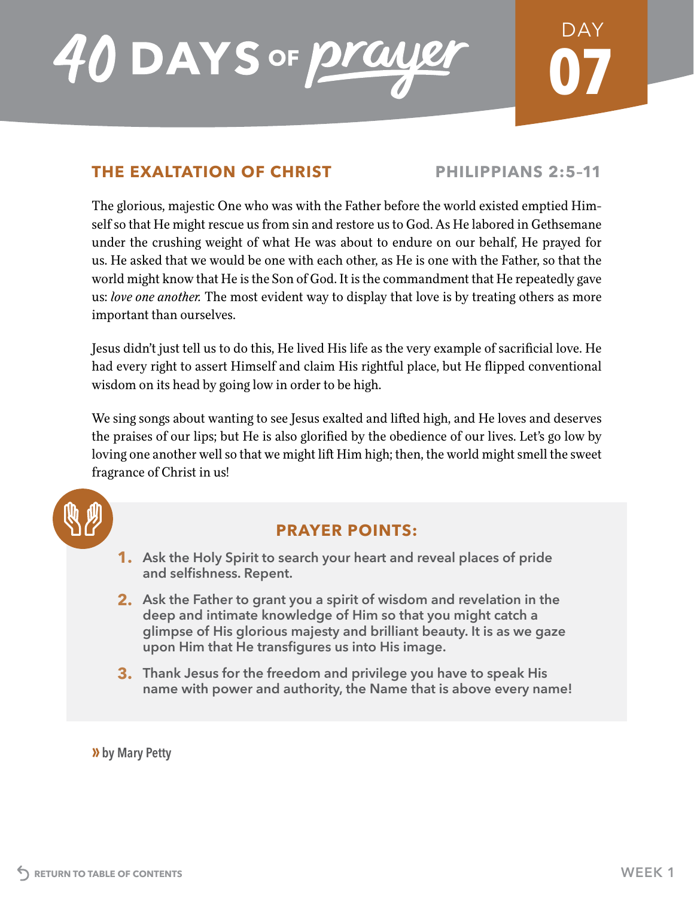# 40 DAYS OF prayer

DAY **07**

## THE EXALTATION OF CHRIST

**PHILIPPIANS 2:5–11**

The glorious, majestic One who was with the Father before the world existed emptied Himself so that He might rescue us from sin and restore us to God. As He labored in Gethsemane under the crushing weight of what He was about to endure on our behalf, He prayed for us. He asked that we would be one with each other, as He is one with the Father, so that the world might know that He is the Son of God. It is the commandment that He repeatedly gave us: *love one another.* The most evident way to display that love is by treating others as more important than ourselves.

Jesus didn't just tell us to do this, He lived His life as the very example of sacrificial love. He had every right to assert Himself and claim His rightful place, but He flipped conventional wisdom on its head by going low in order to be high.

We sing songs about wanting to see Jesus exalted and lifted high, and He loves and deserves the praises of our lips; but He is also glorified by the obedience of our lives. Let's go low by loving one another well so that we might lift Him high; then, the world might smell the sweet fragrance of Christ in us!

### PRAYER POINTS:

1. **Ask the Holy Spirit to search your heart and reveal places of pride and selfishness. Repent.**
2. **Ask the Father to grant you a spirit of wisdom and revelation in the deep and intimate knowledge of Him so that you might catch a glimpse of His glorious majesty and brilliant beauty. It is as we gaze upon Him that He transfigures us into His image.**
3. **Thank Jesus for the freedom and privilege you have to speak His name with power and authority, the Name that is above every name!**

» **by Mary Petty**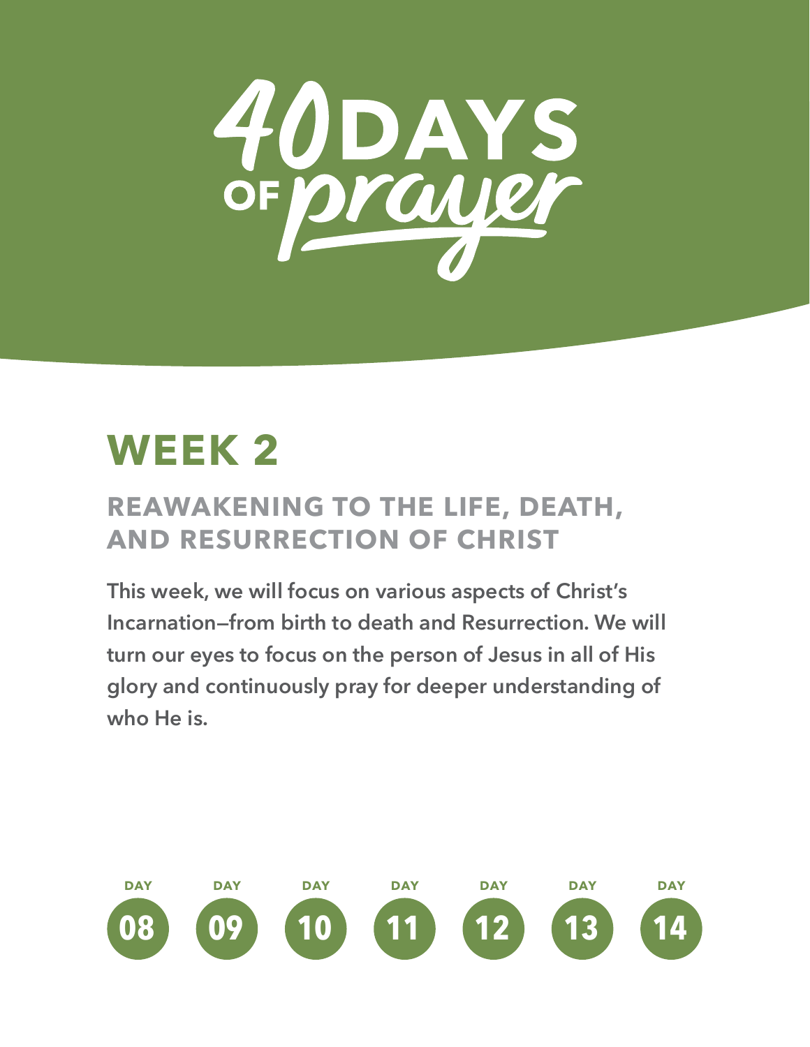# 40 DAYS OF prayer

## WEEK 2

### REAWAKENING TO THE LIFE, DEATH, AND RESURRECTION OF CHRIST

This week, we will focus on various aspects of Christ's Incarnation—from birth to death and Resurrection. We will turn our eyes to focus on the person of Jesus in all of His glory and continuously pray for deeper understanding of who He is.

DAY 08 | DAY 09 | DAY 10 | DAY 11 | DAY 12 | DAY 13 | DAY 14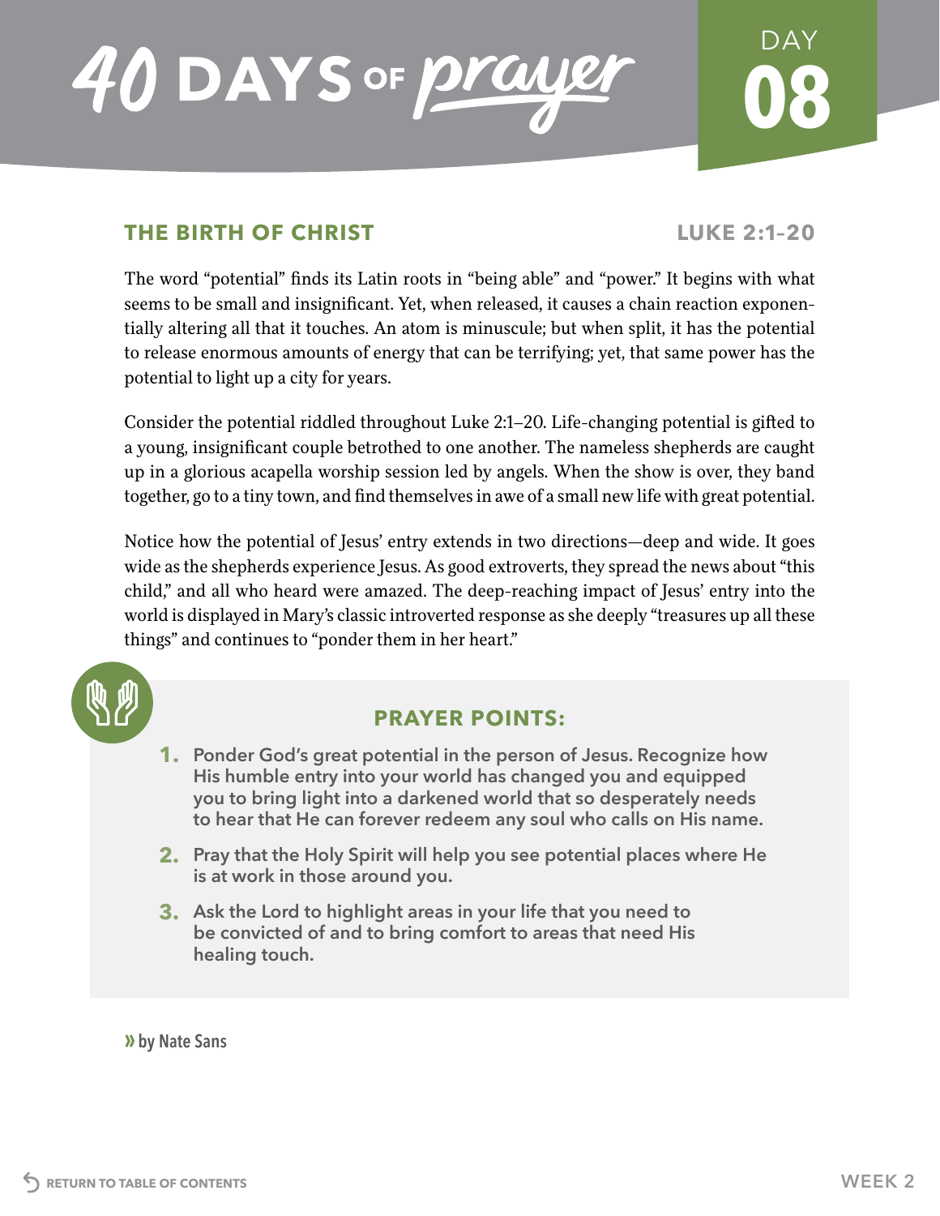# 40 DAYS OF prayer

DAY **08**

## THE BIRTH OF CHRIST

**LUKE 2:1–20**

The word "potential" finds its Latin roots in "being able" and "power." It begins with what seems to be small and insignificant. Yet, when released, it causes a chain reaction exponentially altering all that it touches. An atom is minuscule; but when split, it has the potential to release enormous amounts of energy that can be terrifying; yet, that same power has the potential to light up a city for years.

Consider the potential riddled throughout Luke 2:1–20. Life-changing potential is gifted to a young, insignificant couple betrothed to one another. The nameless shepherds are caught up in a glorious acapella worship session led by angels. When the show is over, they band together, go to a tiny town, and find themselves in awe of a small new life with great potential.

Notice how the potential of Jesus' entry extends in two directions—deep and wide. It goes wide as the shepherds experience Jesus. As good extroverts, they spread the news about "this child," and all who heard were amazed. The deep-reaching impact of Jesus' entry into the world is displayed in Mary's classic introverted response as she deeply "treasures up all these things" and continues to "ponder them in her heart."

### PRAYER POINTS:

1. **Ponder God's great potential in the person of Jesus. Recognize how His humble entry into your world has changed you and equipped you to bring light into a darkened world that so desperately needs to hear that He can forever redeem any soul who calls on His name.**
2. **Pray that the Holy Spirit will help you see potential places where He is at work in those around you.**
3. **Ask the Lord to highlight areas in your life that you need to be convicted of and to bring comfort to areas that need His healing touch.**

» by Nate Sans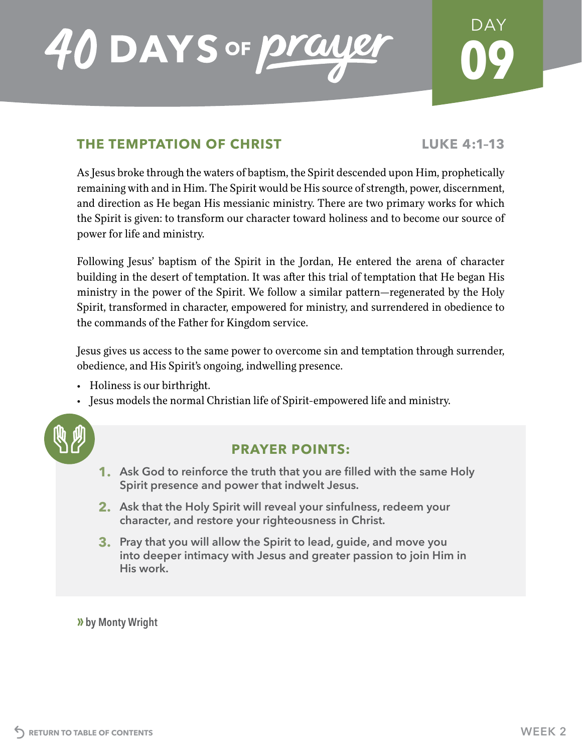# 40 DAYS OF prayer

## DAY 09

### THE TEMPTATION OF CHRIST

**LUKE 4:1–13**

As Jesus broke through the waters of baptism, the Spirit descended upon Him, prophetically remaining with and in Him. The Spirit would be His source of strength, power, discernment, and direction as He began His messianic ministry. There are two primary works for which the Spirit is given: to transform our character toward holiness and to become our source of power for life and ministry.

Following Jesus' baptism of the Spirit in the Jordan, He entered the arena of character building in the desert of temptation. It was after this trial of temptation that He began His ministry in the power of the Spirit. We follow a similar pattern—regenerated by the Holy Spirit, transformed in character, empowered for ministry, and surrendered in obedience to the commands of the Father for Kingdom service.

Jesus gives us access to the same power to overcome sin and temptation through surrender, obedience, and His Spirit's ongoing, indwelling presence.

- Holiness is our birthright.
- Jesus models the normal Christian life of Spirit-empowered life and ministry.

### PRAYER POINTS:

1. **Ask God to reinforce the truth that you are filled with the same Holy Spirit presence and power that indwelt Jesus.**
2. **Ask that the Holy Spirit will reveal your sinfulness, redeem your character, and restore your righteousness in Christ.**
3. **Pray that you will allow the Spirit to lead, guide, and move you into deeper intimacy with Jesus and greater passion to join Him in His work.**

» by Monty Wright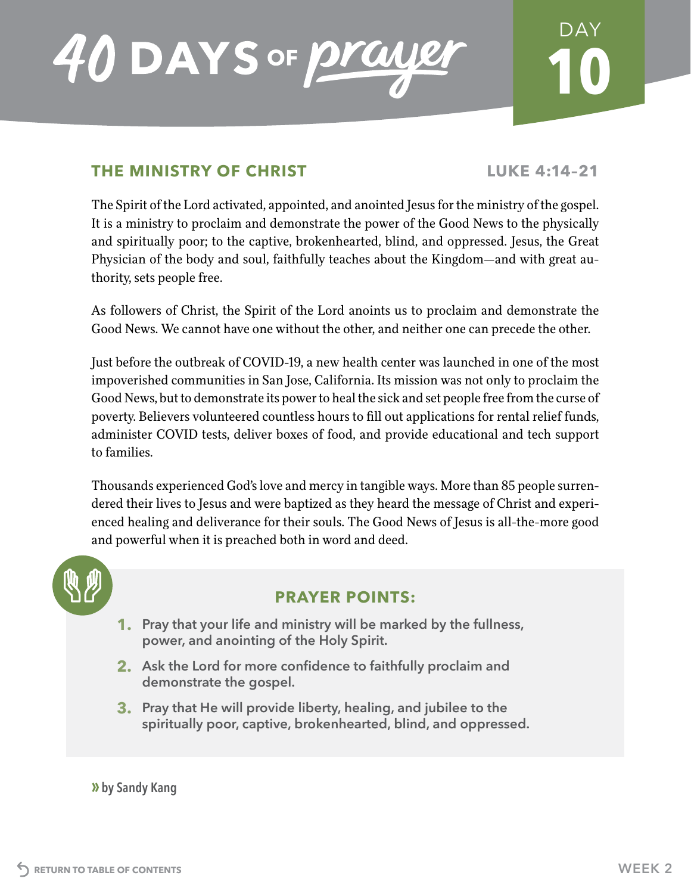# 40 DAYS OF prayer

DAY **10**

## THE MINISTRY OF CHRIST

**LUKE 4:14–21**

The Spirit of the Lord activated, appointed, and anointed Jesus for the ministry of the gospel. It is a ministry to proclaim and demonstrate the power of the Good News to the physically and spiritually poor; to the captive, brokenhearted, blind, and oppressed. Jesus, the Great Physician of the body and soul, faithfully teaches about the Kingdom—and with great authority, sets people free.

As followers of Christ, the Spirit of the Lord anoints us to proclaim and demonstrate the Good News. We cannot have one without the other, and neither one can precede the other.

Just before the outbreak of COVID-19, a new health center was launched in one of the most impoverished communities in San Jose, California. Its mission was not only to proclaim the Good News, but to demonstrate its power to heal the sick and set people free from the curse of poverty. Believers volunteered countless hours to fill out applications for rental relief funds, administer COVID tests, deliver boxes of food, and provide educational and tech support to families.

Thousands experienced God's love and mercy in tangible ways. More than 85 people surrendered their lives to Jesus and were baptized as they heard the message of Christ and experienced healing and deliverance for their souls. The Good News of Jesus is all-the-more good and powerful when it is preached both in word and deed.

### PRAYER POINTS:

1. Pray that your life and ministry will be marked by the fullness, power, and anointing of the Holy Spirit.
2. Ask the Lord for more confidence to faithfully proclaim and demonstrate the gospel.
3. Pray that He will provide liberty, healing, and jubilee to the spiritually poor, captive, brokenhearted, blind, and oppressed.

» by Sandy Kang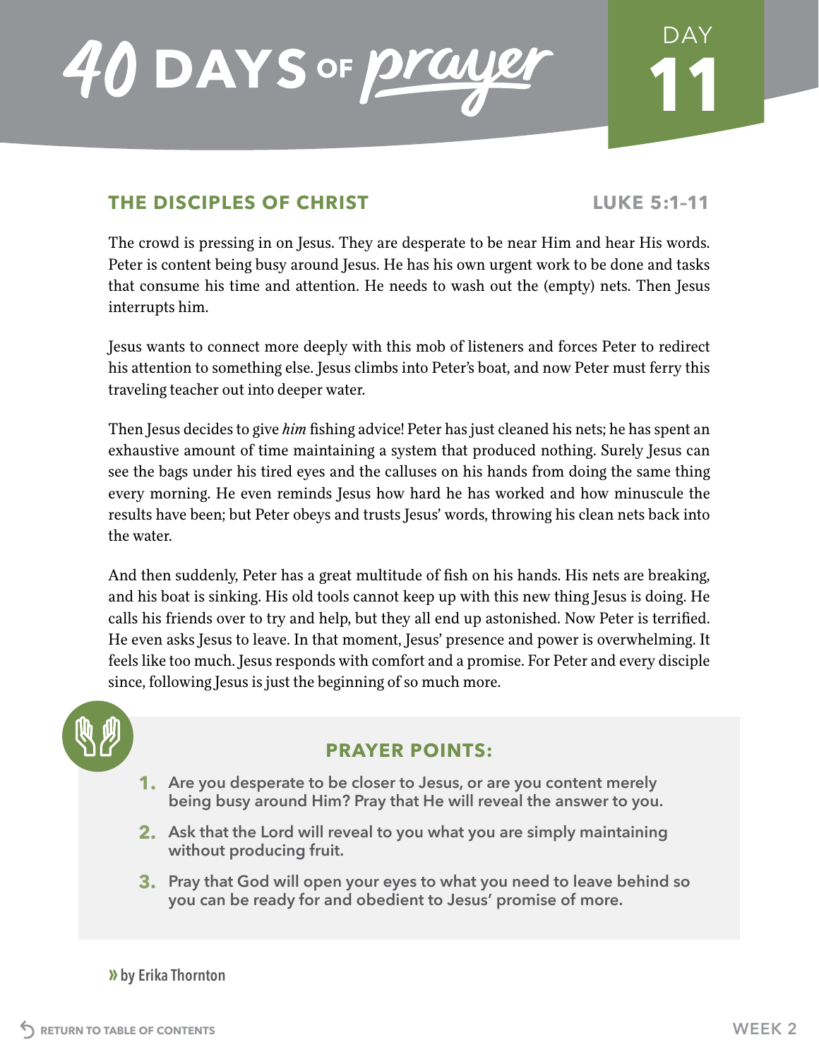# 40 DAYS OF prayer

## DAY 11

### THE DISCIPLES OF CHRIST

**LUKE 5:1–11**

The crowd is pressing in on Jesus. They are desperate to be near Him and hear His words. Peter is content being busy around Jesus. He has his own urgent work to be done and tasks that consume his time and attention. He needs to wash out the (empty) nets. Then Jesus interrupts him.

Jesus wants to connect more deeply with this mob of listeners and forces Peter to redirect his attention to something else. Jesus climbs into Peter's boat, and now Peter must ferry this traveling teacher out into deeper water.

Then Jesus decides to give *him* fishing advice! Peter has just cleaned his nets; he has spent an exhaustive amount of time maintaining a system that produced nothing. Surely Jesus can see the bags under his tired eyes and the calluses on his hands from doing the same thing every morning. He even reminds Jesus how hard he has worked and how minuscule the results have been; but Peter obeys and trusts Jesus' words, throwing his clean nets back into the water.

And then suddenly, Peter has a great multitude of fish on his hands. His nets are breaking, and his boat is sinking. His old tools cannot keep up with this new thing Jesus is doing. He calls his friends over to try and help, but they all end up astonished. Now Peter is terrified. He even asks Jesus to leave. In that moment, Jesus' presence and power is overwhelming. It feels like too much. Jesus responds with comfort and a promise. For Peter and every disciple since, following Jesus is just the beginning of so much more.

### PRAYER POINTS:

1. **Are you desperate to be closer to Jesus, or are you content merely being busy around Him? Pray that He will reveal the answer to you.**
2. **Ask that the Lord will reveal to you what you are simply maintaining without producing fruit.**
3. **Pray that God will open your eyes to what you need to leave behind so you can be ready for and obedient to Jesus' promise of more.**

» **by Erika Thornton**

RETURN TO TABLE OF CONTENTS

WEEK 2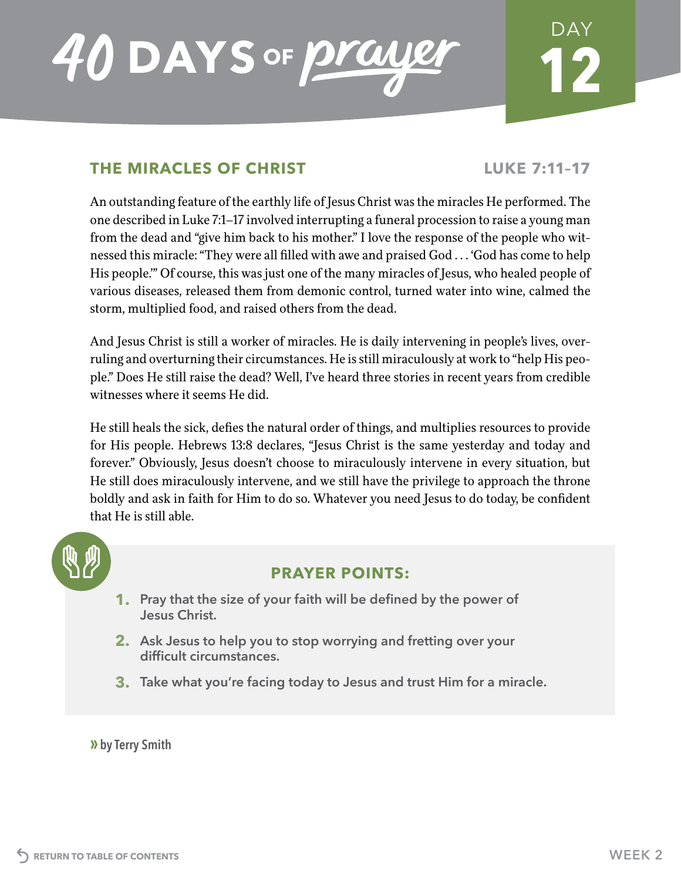# 40 DAYS OF prayer

DAY 12

## THE MIRACLES OF CHRIST

LUKE 7:11–17

An outstanding feature of the earthly life of Jesus Christ was the miracles He performed. The one described in Luke 7:1–17 involved interrupting a funeral procession to raise a young man from the dead and "give him back to his mother." I love the response of the people who witnessed this miracle: "They were all filled with awe and praised God . . . 'God has come to help His people.'" Of course, this was just one of the many miracles of Jesus, who healed people of various diseases, released them from demonic control, turned water into wine, calmed the storm, multiplied food, and raised others from the dead.

And Jesus Christ is still a worker of miracles. He is daily intervening in people's lives, overruling and overturning their circumstances. He is still miraculously at work to "help His people." Does He still raise the dead? Well, I've heard three stories in recent years from credible witnesses where it seems He did.

He still heals the sick, defies the natural order of things, and multiplies resources to provide for His people. Hebrews 13:8 declares, "Jesus Christ is the same yesterday and today and forever." Obviously, Jesus doesn't choose to miraculously intervene in every situation, but He still does miraculously intervene, and we still have the privilege to approach the throne boldly and ask in faith for Him to do so. Whatever you need Jesus to do today, be confident that He is still able.

### PRAYER POINTS:

1. Pray that the size of your faith will be defined by the power of Jesus Christ.
2. Ask Jesus to help you to stop worrying and fretting over your difficult circumstances.
3. Take what you're facing today to Jesus and trust Him for a miracle.

» by Terry Smith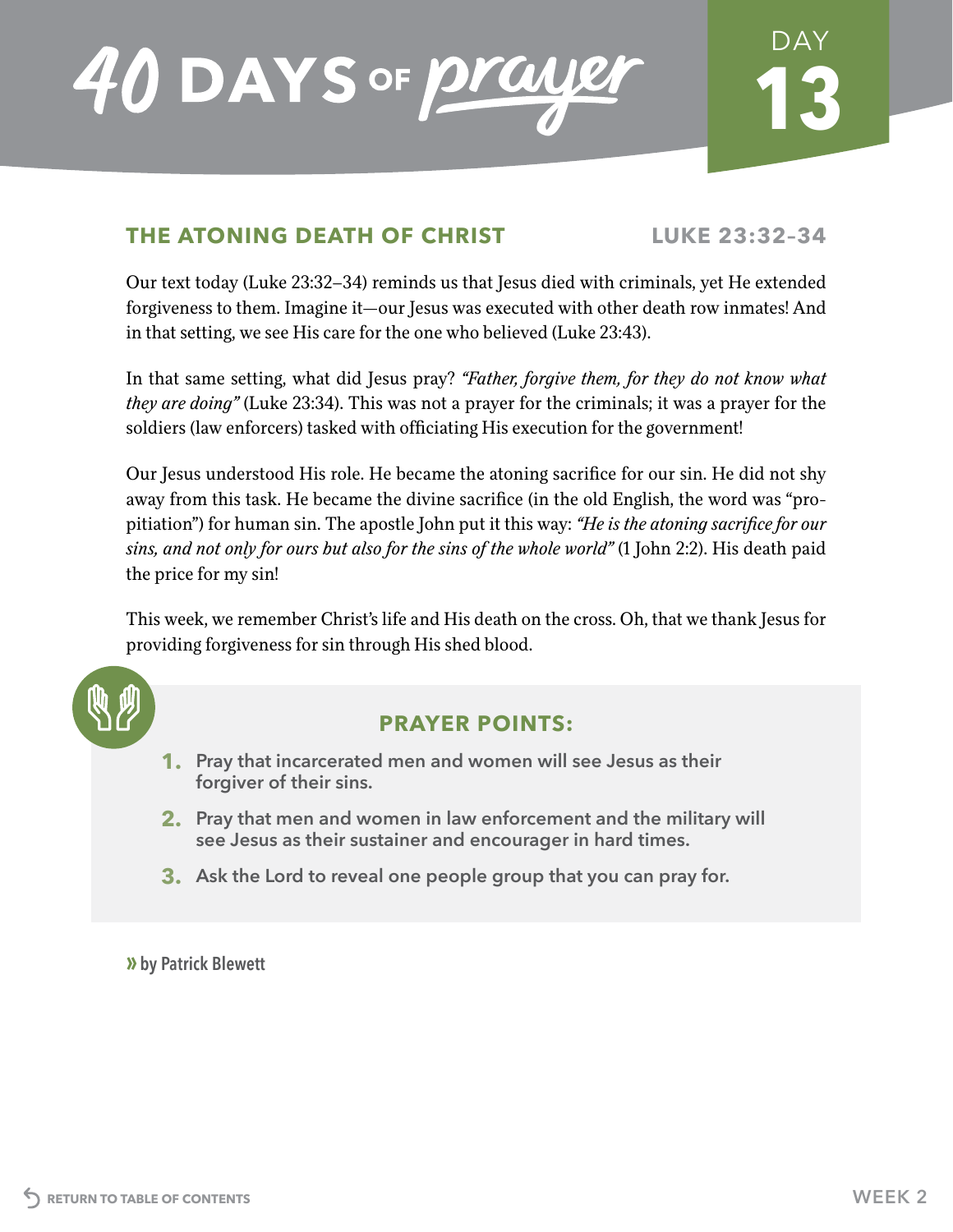# 40 DAYS OF prayer

## DAY 13

### THE ATONING DEATH OF CHRIST — LUKE 23:32–34

Our text today (Luke 23:32–34) reminds us that Jesus died with criminals, yet He extended forgiveness to them. Imagine it—our Jesus was executed with other death row inmates! And in that setting, we see His care for the one who believed (Luke 23:43).

In that same setting, what did Jesus pray? *"Father, forgive them, for they do not know what they are doing"* (Luke 23:34). This was not a prayer for the criminals; it was a prayer for the soldiers (law enforcers) tasked with officiating His execution for the government!

Our Jesus understood His role. He became the atoning sacrifice for our sin. He did not shy away from this task. He became the divine sacrifice (in the old English, the word was "propitiation") for human sin. The apostle John put it this way: *"He is the atoning sacrifice for our sins, and not only for ours but also for the sins of the whole world"* (1 John 2:2). His death paid the price for my sin!

This week, we remember Christ's life and His death on the cross. Oh, that we thank Jesus for providing forgiveness for sin through His shed blood.

### PRAYER POINTS:

1. **Pray that incarcerated men and women will see Jesus as their forgiver of their sins.**
2. **Pray that men and women in law enforcement and the military will see Jesus as their sustainer and encourager in hard times.**
3. **Ask the Lord to reveal one people group that you can pray for.**

» **by Patrick Blewett**

RETURN TO TABLE OF CONTENTS

WEEK 2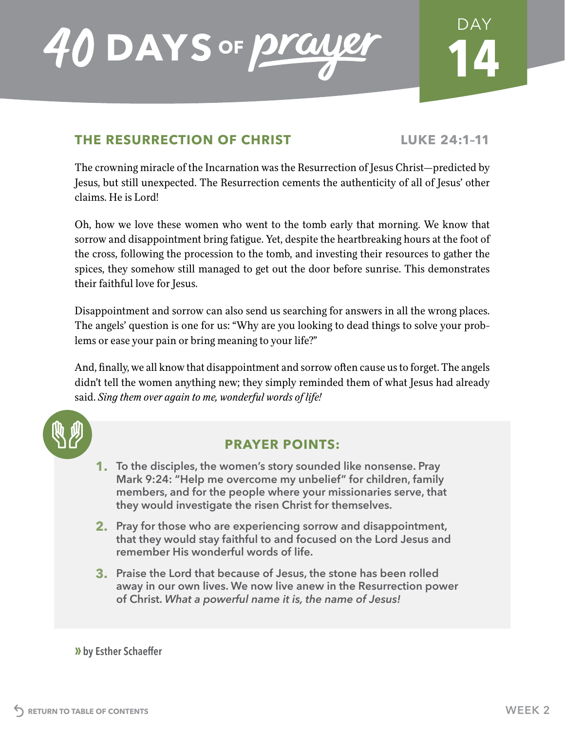# 40 DAYS OF *prayer*

DAY **14**

## THE RESURRECTION OF CHRIST

**LUKE 24:1–11**

The crowning miracle of the Incarnation was the Resurrection of Jesus Christ—predicted by Jesus, but still unexpected. The Resurrection cements the authenticity of all of Jesus' other claims. He is Lord!

Oh, how we love these women who went to the tomb early that morning. We know that sorrow and disappointment bring fatigue. Yet, despite the heartbreaking hours at the foot of the cross, following the procession to the tomb, and investing their resources to gather the spices, they somehow still managed to get out the door before sunrise. This demonstrates their faithful love for Jesus.

Disappointment and sorrow can also send us searching for answers in all the wrong places. The angels' question is one for us: "Why are you looking to dead things to solve your problems or ease your pain or bring meaning to your life?"

And, finally, we all know that disappointment and sorrow often cause us to forget. The angels didn't tell the women anything new; they simply reminded them of what Jesus had already said. *Sing them over again to me, wonderful words of life!*

### PRAYER POINTS:

1. To the disciples, the women's story sounded like nonsense. Pray Mark 9:24: "Help me overcome my unbelief" for children, family members, and for the people where your missionaries serve, that they would investigate the risen Christ for themselves.
2. Pray for those who are experiencing sorrow and disappointment, that they would stay faithful to and focused on the Lord Jesus and remember His wonderful words of life.
3. Praise the Lord that because of Jesus, the stone has been rolled away in our own lives. We now live anew in the Resurrection power of Christ. *What a powerful name it is, the name of Jesus!*

» by Esther Schaeffer

RETURN TO TABLE OF CONTENTS

WEEK 2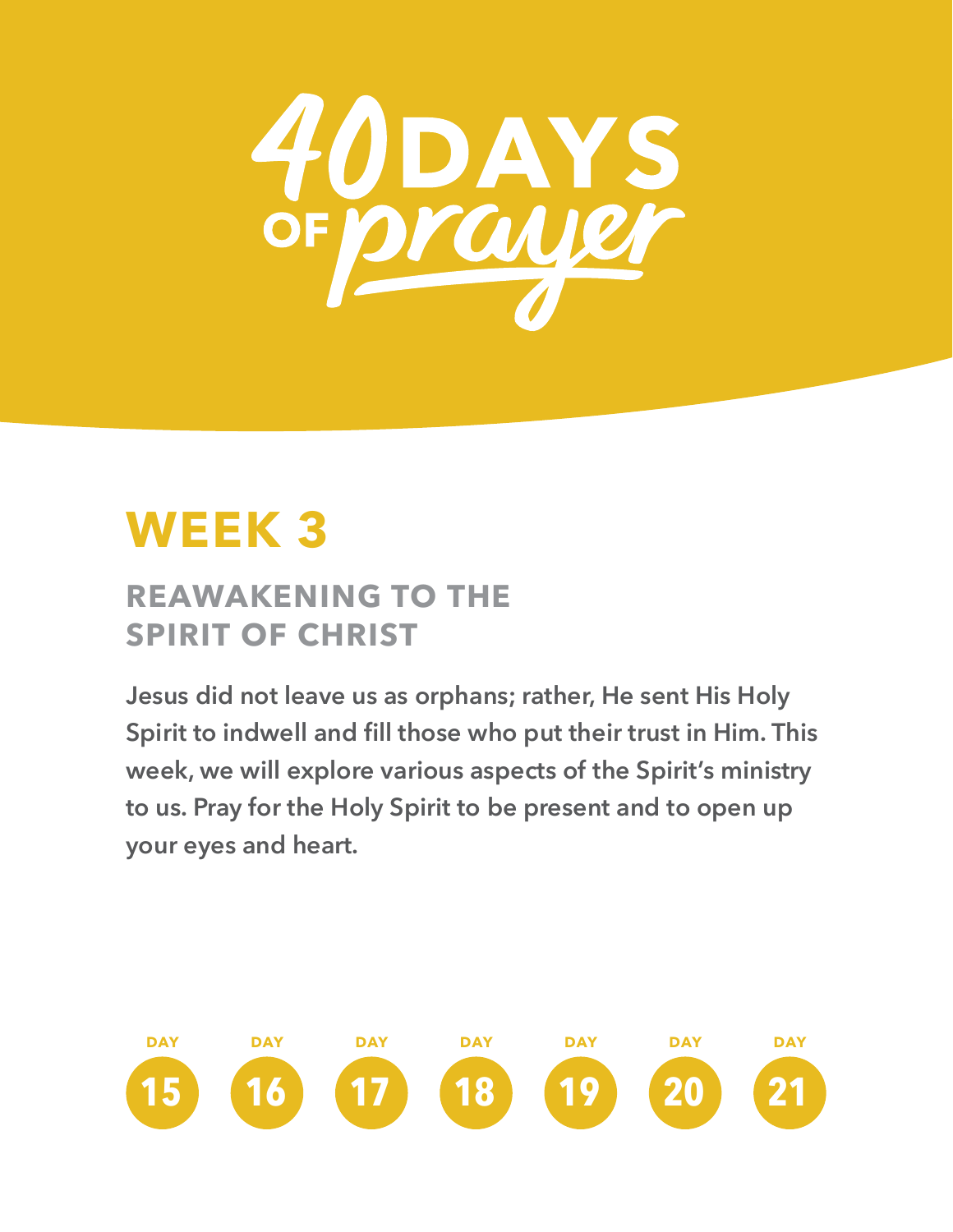# 40 DAYS OF prayer

## WEEK 3

### REAWAKENING TO THE SPIRIT OF CHRIST

**Jesus did not leave us as orphans; rather, He sent His Holy Spirit to indwell and fill those who put their trust in Him. This week, we will explore various aspects of the Spirit's ministry to us. Pray for the Holy Spirit to be present and to open up your eyes and heart.**

DAY 15 · DAY 16 · DAY 17 · DAY 18 · DAY 19 · DAY 20 · DAY 21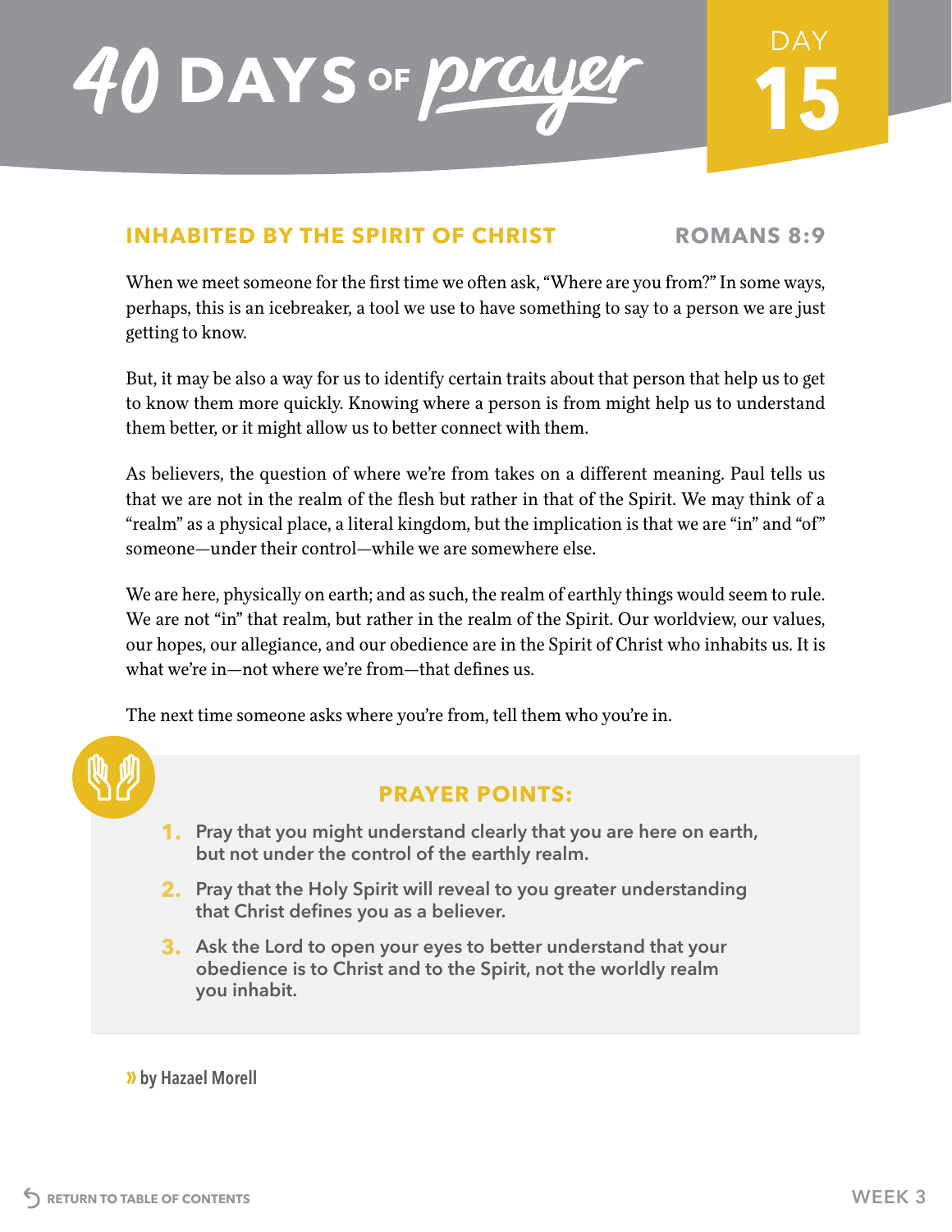# 40 DAYS OF prayer

DAY 15

## INHABITED BY THE SPIRIT OF CHRIST

**ROMANS 8:9**

When we meet someone for the first time we often ask, "Where are you from?" In some ways, perhaps, this is an icebreaker, a tool we use to have something to say to a person we are just getting to know.

But, it may be also a way for us to identify certain traits about that person that help us to get to know them more quickly. Knowing where a person is from might help us to understand them better, or it might allow us to better connect with them.

As believers, the question of where we're from takes on a different meaning. Paul tells us that we are not in the realm of the flesh but rather in that of the Spirit. We may think of a "realm" as a physical place, a literal kingdom, but the implication is that we are "in" and "of" someone—under their control—while we are somewhere else.

We are here, physically on earth; and as such, the realm of earthly things would seem to rule. We are not "in" that realm, but rather in the realm of the Spirit. Our worldview, our values, our hopes, our allegiance, and our obedience are in the Spirit of Christ who inhabits us. It is what we're in—not where we're from—that defines us.

The next time someone asks where you're from, tell them who you're in.

### PRAYER POINTS:

1. Pray that you might understand clearly that you are here on earth, but not under the control of the earthly realm.
2. Pray that the Holy Spirit will reveal to you greater understanding that Christ defines you as a believer.
3. Ask the Lord to open your eyes to better understand that your obedience is to Christ and to the Spirit, not the worldly realm you inhabit.

» by Hazael Morell

RETURN TO TABLE OF CONTENTS

WEEK 3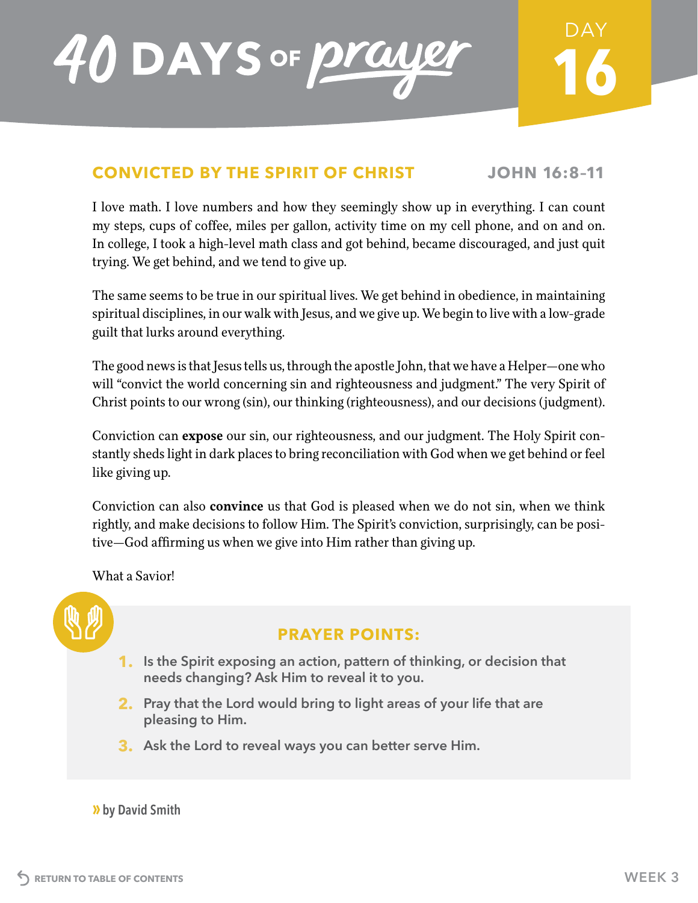# 40 DAYS OF prayer

DAY 16

## CONVICTED BY THE SPIRIT OF CHRIST — JOHN 16:8–11

I love math. I love numbers and how they seemingly show up in everything. I can count my steps, cups of coffee, miles per gallon, activity time on my cell phone, and on and on. In college, I took a high-level math class and got behind, became discouraged, and just quit trying. We get behind, and we tend to give up.

The same seems to be true in our spiritual lives. We get behind in obedience, in maintaining spiritual disciplines, in our walk with Jesus, and we give up. We begin to live with a low-grade guilt that lurks around everything.

The good news is that Jesus tells us, through the apostle John, that we have a Helper—one who will "convict the world concerning sin and righteousness and judgment." The very Spirit of Christ points to our wrong (sin), our thinking (righteousness), and our decisions (judgment).

Conviction can **expose** our sin, our righteousness, and our judgment. The Holy Spirit constantly sheds light in dark places to bring reconciliation with God when we get behind or feel like giving up.

Conviction can also **convince** us that God is pleased when we do not sin, when we think rightly, and make decisions to follow Him. The Spirit's conviction, surprisingly, can be positive—God affirming us when we give into Him rather than giving up.

What a Savior!

### PRAYER POINTS:

1. Is the Spirit exposing an action, pattern of thinking, or decision that needs changing? Ask Him to reveal it to you.
2. Pray that the Lord would bring to light areas of your life that are pleasing to Him.
3. Ask the Lord to reveal ways you can better serve Him.

» by David Smith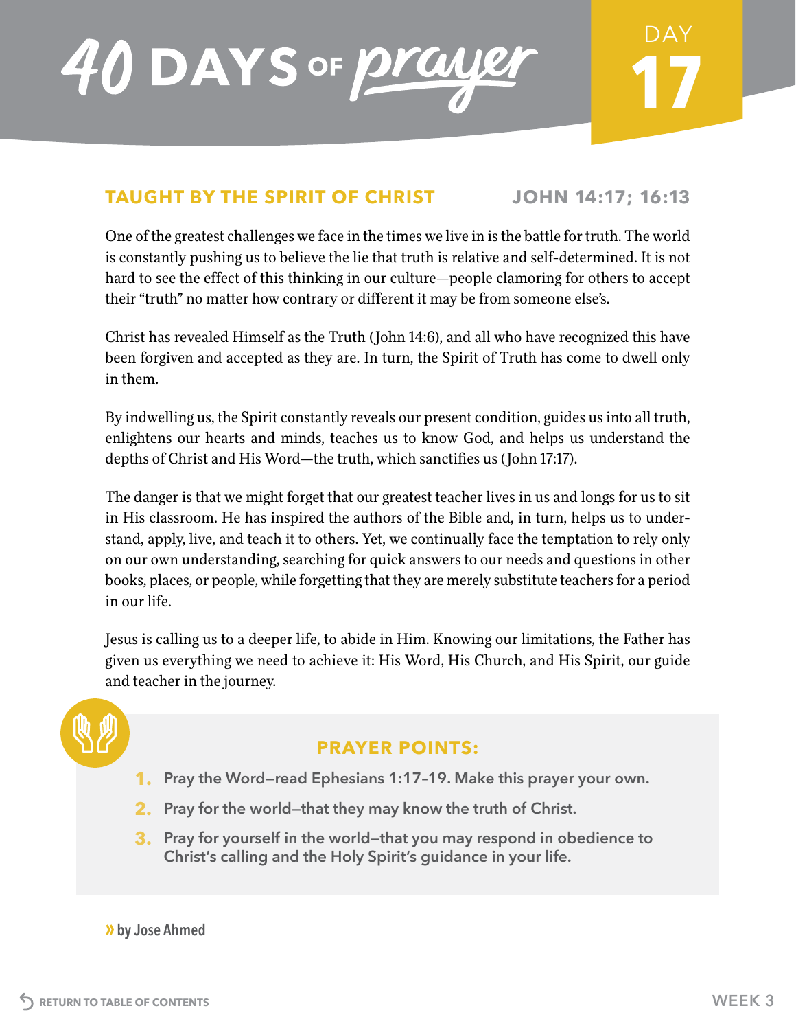# 40 DAYS OF prayer

DAY 17

## TAUGHT BY THE SPIRIT OF CHRIST — JOHN 14:17; 16:13

One of the greatest challenges we face in the times we live in is the battle for truth. The world is constantly pushing us to believe the lie that truth is relative and self-determined. It is not hard to see the effect of this thinking in our culture—people clamoring for others to accept their "truth" no matter how contrary or different it may be from someone else's.

Christ has revealed Himself as the Truth (John 14:6), and all who have recognized this have been forgiven and accepted as they are. In turn, the Spirit of Truth has come to dwell only in them.

By indwelling us, the Spirit constantly reveals our present condition, guides us into all truth, enlightens our hearts and minds, teaches us to know God, and helps us understand the depths of Christ and His Word—the truth, which sanctifies us (John 17:17).

The danger is that we might forget that our greatest teacher lives in us and longs for us to sit in His classroom. He has inspired the authors of the Bible and, in turn, helps us to understand, apply, live, and teach it to others. Yet, we continually face the temptation to rely only on our own understanding, searching for quick answers to our needs and questions in other books, places, or people, while forgetting that they are merely substitute teachers for a period in our life.

Jesus is calling us to a deeper life, to abide in Him. Knowing our limitations, the Father has given us everything we need to achieve it: His Word, His Church, and His Spirit, our guide and teacher in the journey.

### PRAYER POINTS:

1. Pray the Word—read Ephesians 1:17–19. Make this prayer your own.
2. Pray for the world—that they may know the truth of Christ.
3. Pray for yourself in the world—that you may respond in obedience to Christ's calling and the Holy Spirit's guidance in your life.

» by Jose Ahmed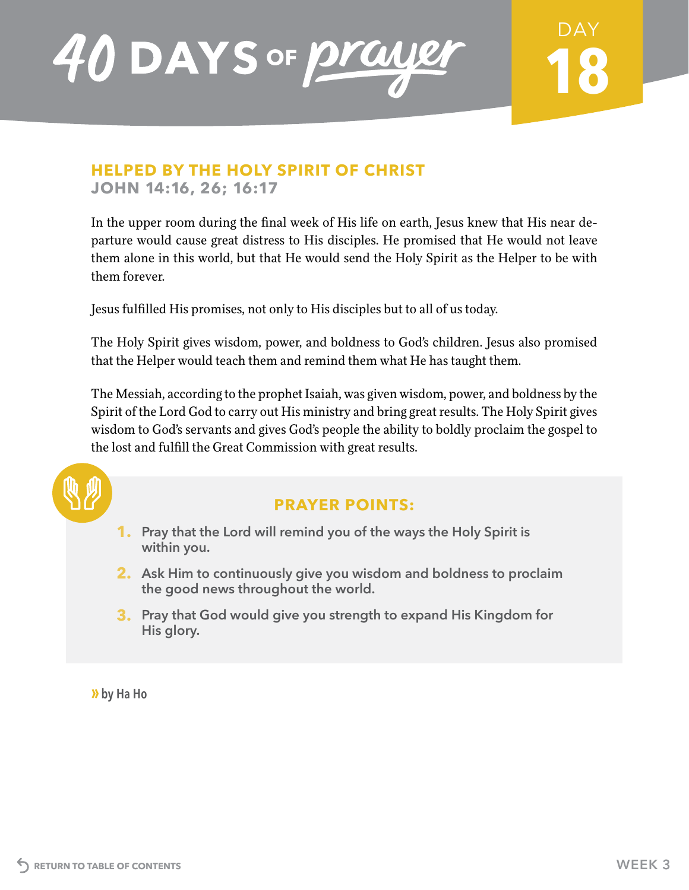# 40 DAYS OF prayer

DAY 18

## HELPED BY THE HOLY SPIRIT OF CHRIST
### JOHN 14:16, 26; 16:17

In the upper room during the final week of His life on earth, Jesus knew that His near departure would cause great distress to His disciples. He promised that He would not leave them alone in this world, but that He would send the Holy Spirit as the Helper to be with them forever.

Jesus fulfilled His promises, not only to His disciples but to all of us today.

The Holy Spirit gives wisdom, power, and boldness to God's children. Jesus also promised that the Helper would teach them and remind them what He has taught them.

The Messiah, according to the prophet Isaiah, was given wisdom, power, and boldness by the Spirit of the Lord God to carry out His ministry and bring great results. The Holy Spirit gives wisdom to God's servants and gives God's people the ability to boldly proclaim the gospel to the lost and fulfill the Great Commission with great results.

### PRAYER POINTS:

1. Pray that the Lord will remind you of the ways the Holy Spirit is within you.
2. Ask Him to continuously give you wisdom and boldness to proclaim the good news throughout the world.
3. Pray that God would give you strength to expand His Kingdom for His glory.

» by Ha Ho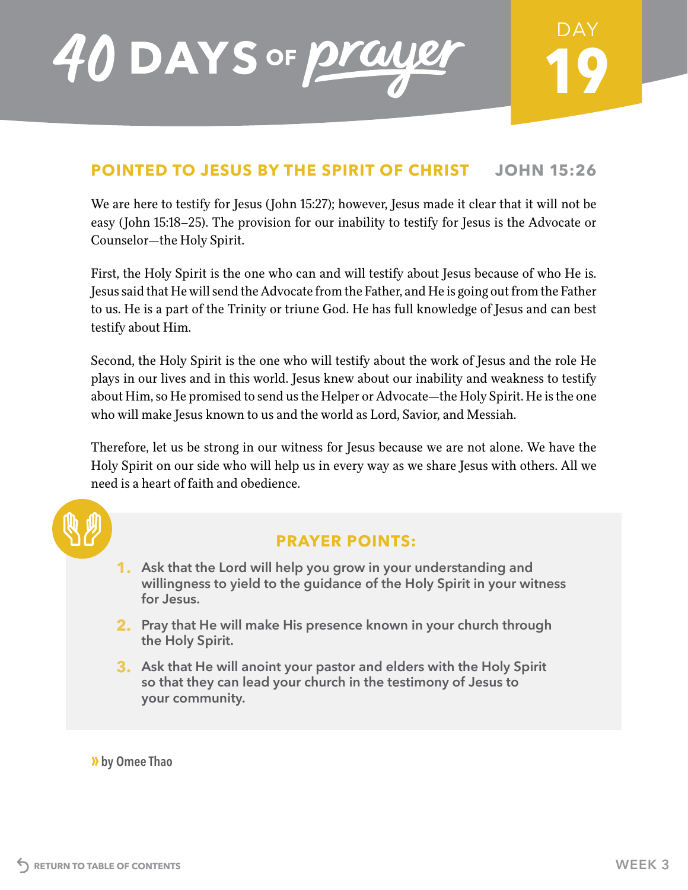# 40 DAYS OF prayer

DAY 19

## POINTED TO JESUS BY THE SPIRIT OF CHRIST — JOHN 15:26

We are here to testify for Jesus (John 15:27); however, Jesus made it clear that it will not be easy (John 15:18–25). The provision for our inability to testify for Jesus is the Advocate or Counselor—the Holy Spirit.

First, the Holy Spirit is the one who can and will testify about Jesus because of who He is. Jesus said that He will send the Advocate from the Father, and He is going out from the Father to us. He is a part of the Trinity or triune God. He has full knowledge of Jesus and can best testify about Him.

Second, the Holy Spirit is the one who will testify about the work of Jesus and the role He plays in our lives and in this world. Jesus knew about our inability and weakness to testify about Him, so He promised to send us the Helper or Advocate—the Holy Spirit. He is the one who will make Jesus known to us and the world as Lord, Savior, and Messiah.

Therefore, let us be strong in our witness for Jesus because we are not alone. We have the Holy Spirit on our side who will help us in every way as we share Jesus with others. All we need is a heart of faith and obedience.

### PRAYER POINTS:

1. Ask that the Lord will help you grow in your understanding and willingness to yield to the guidance of the Holy Spirit in your witness for Jesus.
2. Pray that He will make His presence known in your church through the Holy Spirit.
3. Ask that He will anoint your pastor and elders with the Holy Spirit so that they can lead your church in the testimony of Jesus to your community.

» by Omee Thao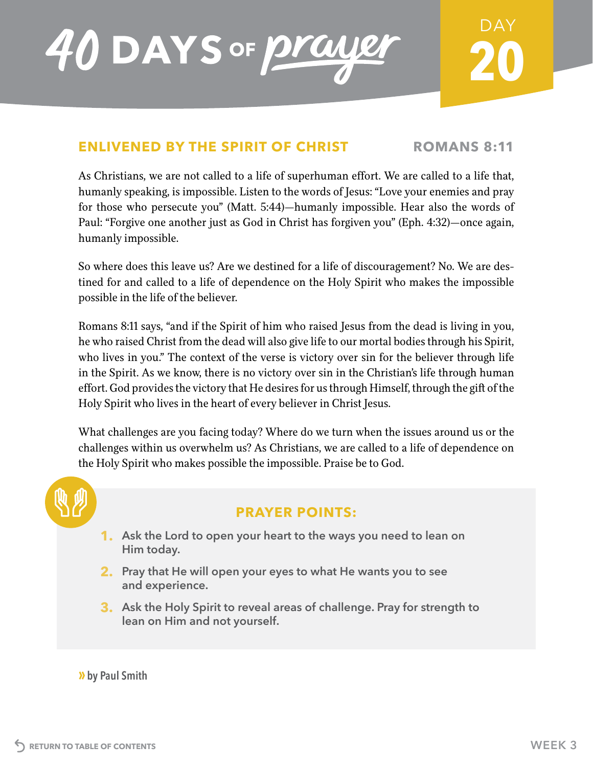# 40 DAYS OF prayer

DAY 20

## ENLIVENED BY THE SPIRIT OF CHRIST

**ROMANS 8:11**

As Christians, we are not called to a life of superhuman effort. We are called to a life that, humanly speaking, is impossible. Listen to the words of Jesus: "Love your enemies and pray for those who persecute you" (Matt. 5:44)—humanly impossible. Hear also the words of Paul: "Forgive one another just as God in Christ has forgiven you" (Eph. 4:32)—once again, humanly impossible.

So where does this leave us? Are we destined for a life of discouragement? No. We are destined for and called to a life of dependence on the Holy Spirit who makes the impossible possible in the life of the believer.

Romans 8:11 says, "and if the Spirit of him who raised Jesus from the dead is living in you, he who raised Christ from the dead will also give life to our mortal bodies through his Spirit, who lives in you." The context of the verse is victory over sin for the believer through life in the Spirit. As we know, there is no victory over sin in the Christian's life through human effort. God provides the victory that He desires for us through Himself, through the gift of the Holy Spirit who lives in the heart of every believer in Christ Jesus.

What challenges are you facing today? Where do we turn when the issues around us or the challenges within us overwhelm us? As Christians, we are called to a life of dependence on the Holy Spirit who makes possible the impossible. Praise be to God.

### PRAYER POINTS:

1. Ask the Lord to open your heart to the ways you need to lean on Him today.
2. Pray that He will open your eyes to what He wants you to see and experience.
3. Ask the Holy Spirit to reveal areas of challenge. Pray for strength to lean on Him and not yourself.

» by Paul Smith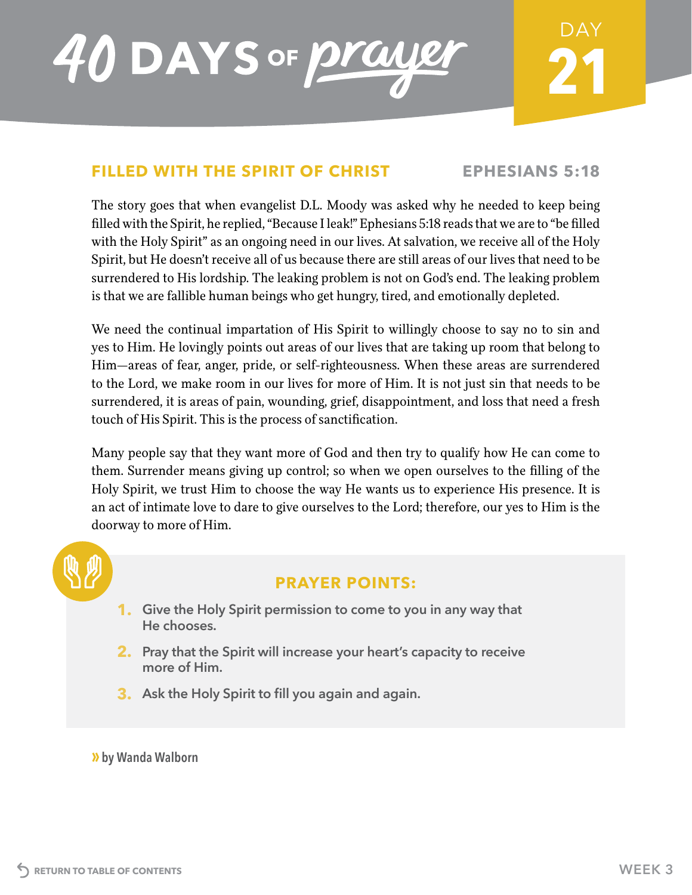# 40 DAYS OF prayer

DAY **21**

## FILLED WITH THE SPIRIT OF CHRIST

**EPHESIANS 5:18**

The story goes that when evangelist D.L. Moody was asked why he needed to keep being filled with the Spirit, he replied, "Because I leak!" Ephesians 5:18 reads that we are to "be filled with the Holy Spirit" as an ongoing need in our lives. At salvation, we receive all of the Holy Spirit, but He doesn't receive all of us because there are still areas of our lives that need to be surrendered to His lordship. The leaking problem is not on God's end. The leaking problem is that we are fallible human beings who get hungry, tired, and emotionally depleted.

We need the continual impartation of His Spirit to willingly choose to say no to sin and yes to Him. He lovingly points out areas of our lives that are taking up room that belong to Him—areas of fear, anger, pride, or self-righteousness. When these areas are surrendered to the Lord, we make room in our lives for more of Him. It is not just sin that needs to be surrendered, it is areas of pain, wounding, grief, disappointment, and loss that need a fresh touch of His Spirit. This is the process of sanctification.

Many people say that they want more of God and then try to qualify how He can come to them. Surrender means giving up control; so when we open ourselves to the filling of the Holy Spirit, we trust Him to choose the way He wants us to experience His presence. It is an act of intimate love to dare to give ourselves to the Lord; therefore, our yes to Him is the doorway to more of Him.

### PRAYER POINTS:

1. Give the Holy Spirit permission to come to you in any way that He chooses.
2. Pray that the Spirit will increase your heart's capacity to receive more of Him.
3. Ask the Holy Spirit to fill you again and again.

» by Wanda Walborn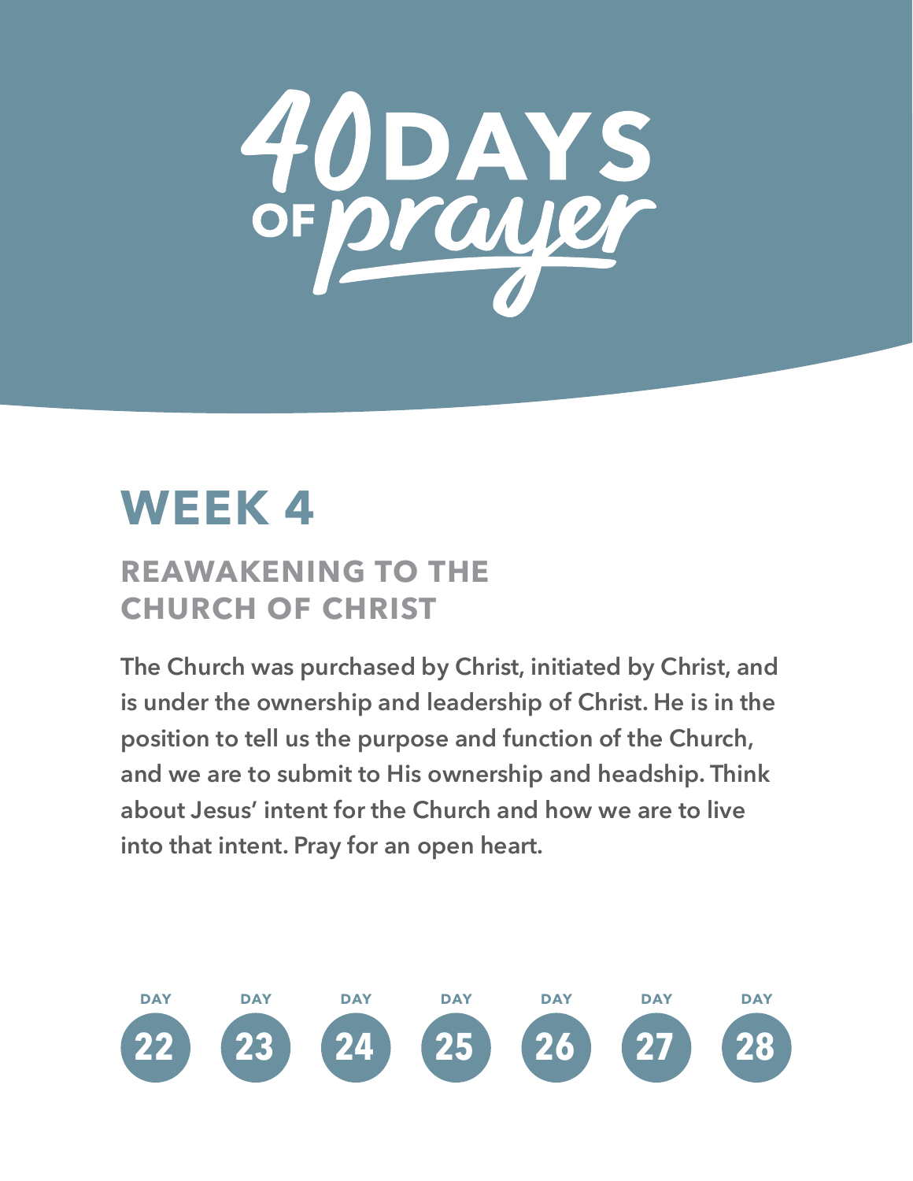# 40 DAYS OF prayer

## WEEK 4

### REAWAKENING TO THE CHURCH OF CHRIST

**The Church was purchased by Christ, initiated by Christ, and is under the ownership and leadership of Christ. He is in the position to tell us the purpose and function of the Church, and we are to submit to His ownership and headship. Think about Jesus' intent for the Church and how we are to live into that intent. Pray for an open heart.**

DAY 22 | DAY 23 | DAY 24 | DAY 25 | DAY 26 | DAY 27 | DAY 28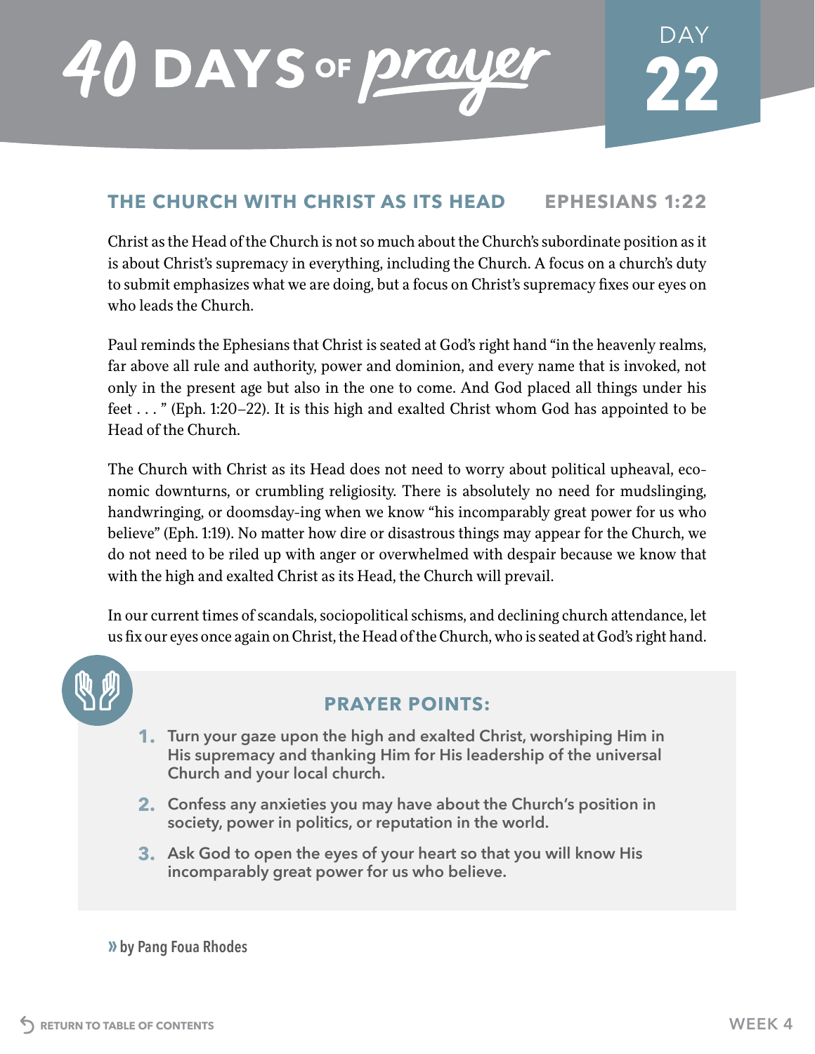# 40 DAYS OF prayer

DAY 22

## THE CHURCH WITH CHRIST AS ITS HEAD — EPHESIANS 1:22

Christ as the Head of the Church is not so much about the Church's subordinate position as it is about Christ's supremacy in everything, including the Church. A focus on a church's duty to submit emphasizes what we are doing, but a focus on Christ's supremacy fixes our eyes on who leads the Church.

Paul reminds the Ephesians that Christ is seated at God's right hand "in the heavenly realms, far above all rule and authority, power and dominion, and every name that is invoked, not only in the present age but also in the one to come. And God placed all things under his feet . . . " (Eph. 1:20–22). It is this high and exalted Christ whom God has appointed to be Head of the Church.

The Church with Christ as its Head does not need to worry about political upheaval, economic downturns, or crumbling religiosity. There is absolutely no need for mudslinging, handwringing, or doomsday-ing when we know "his incomparably great power for us who believe" (Eph. 1:19). No matter how dire or disastrous things may appear for the Church, we do not need to be riled up with anger or overwhelmed with despair because we know that with the high and exalted Christ as its Head, the Church will prevail.

In our current times of scandals, sociopolitical schisms, and declining church attendance, let us fix our eyes once again on Christ, the Head of the Church, who is seated at God's right hand.

### PRAYER POINTS:

1. **Turn your gaze upon the high and exalted Christ, worshiping Him in His supremacy and thanking Him for His leadership of the universal Church and your local church.**
2. **Confess any anxieties you may have about the Church's position in society, power in politics, or reputation in the world.**
3. **Ask God to open the eyes of your heart so that you will know His incomparably great power for us who believe.**

» **by Pang Foua Rhodes**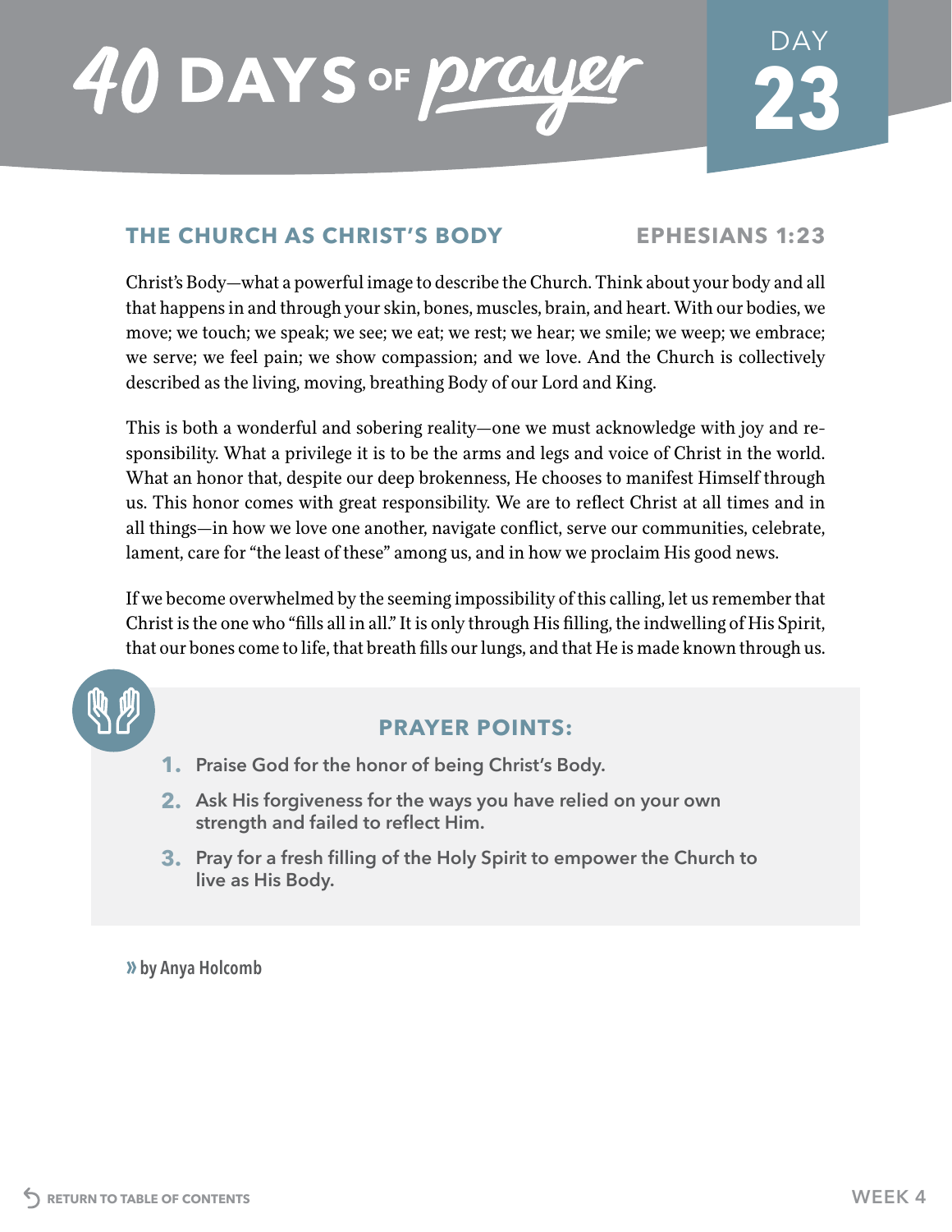# 40 DAYS OF prayer

DAY 23

## THE CHURCH AS CHRIST'S BODY

**EPHESIANS 1:23**

Christ's Body—what a powerful image to describe the Church. Think about your body and all that happens in and through your skin, bones, muscles, brain, and heart. With our bodies, we move; we touch; we speak; we see; we eat; we rest; we hear; we smile; we weep; we embrace; we serve; we feel pain; we show compassion; and we love. And the Church is collectively described as the living, moving, breathing Body of our Lord and King.

This is both a wonderful and sobering reality—one we must acknowledge with joy and responsibility. What a privilege it is to be the arms and legs and voice of Christ in the world. What an honor that, despite our deep brokenness, He chooses to manifest Himself through us. This honor comes with great responsibility. We are to reflect Christ at all times and in all things—in how we love one another, navigate conflict, serve our communities, celebrate, lament, care for "the least of these" among us, and in how we proclaim His good news.

If we become overwhelmed by the seeming impossibility of this calling, let us remember that Christ is the one who "fills all in all." It is only through His filling, the indwelling of His Spirit, that our bones come to life, that breath fills our lungs, and that He is made known through us.

### PRAYER POINTS:

1. Praise God for the honor of being Christ's Body.
2. Ask His forgiveness for the ways you have relied on your own strength and failed to reflect Him.
3. Pray for a fresh filling of the Holy Spirit to empower the Church to live as His Body.

» by Anya Holcomb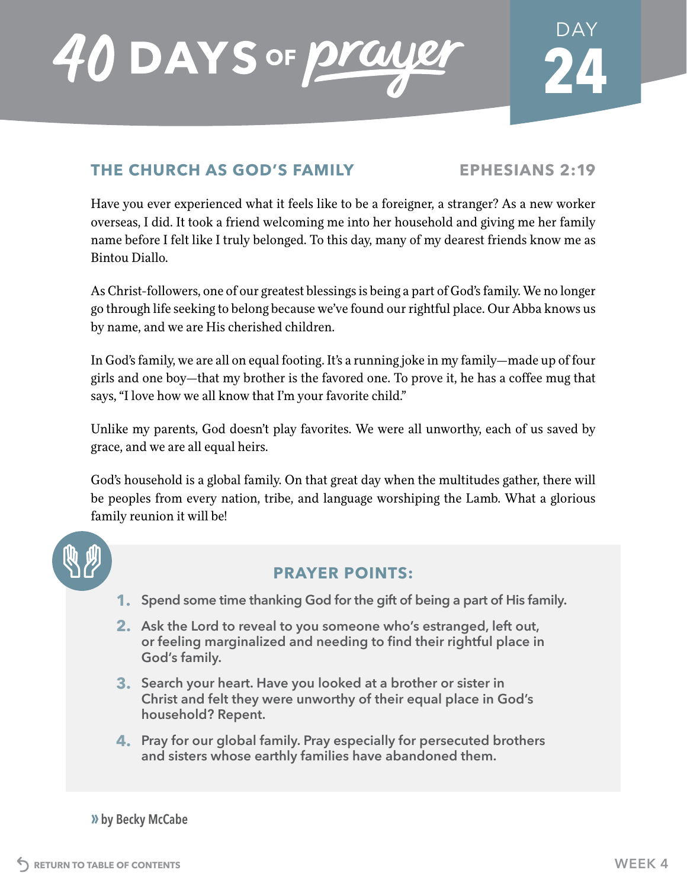# 40 DAYS OF prayer

DAY 24

## THE CHURCH AS GOD'S FAMILY

**EPHESIANS 2:19**

Have you ever experienced what it feels like to be a foreigner, a stranger? As a new worker overseas, I did. It took a friend welcoming me into her household and giving me her family name before I felt like I truly belonged. To this day, many of my dearest friends know me as Bintou Diallo.

As Christ-followers, one of our greatest blessings is being a part of God's family. We no longer go through life seeking to belong because we've found our rightful place. Our Abba knows us by name, and we are His cherished children.

In God's family, we are all on equal footing. It's a running joke in my family—made up of four girls and one boy—that my brother is the favored one. To prove it, he has a coffee mug that says, "I love how we all know that I'm your favorite child."

Unlike my parents, God doesn't play favorites. We were all unworthy, each of us saved by grace, and we are all equal heirs.

God's household is a global family. On that great day when the multitudes gather, there will be peoples from every nation, tribe, and language worshiping the Lamb. What a glorious family reunion it will be!

### PRAYER POINTS:

1. **Spend some time thanking God for the gift of being a part of His family.**
2. **Ask the Lord to reveal to you someone who's estranged, left out, or feeling marginalized and needing to find their rightful place in God's family.**
3. **Search your heart. Have you looked at a brother or sister in Christ and felt they were unworthy of their equal place in God's household? Repent.**
4. **Pray for our global family. Pray especially for persecuted brothers and sisters whose earthly families have abandoned them.**

» **by Becky McCabe**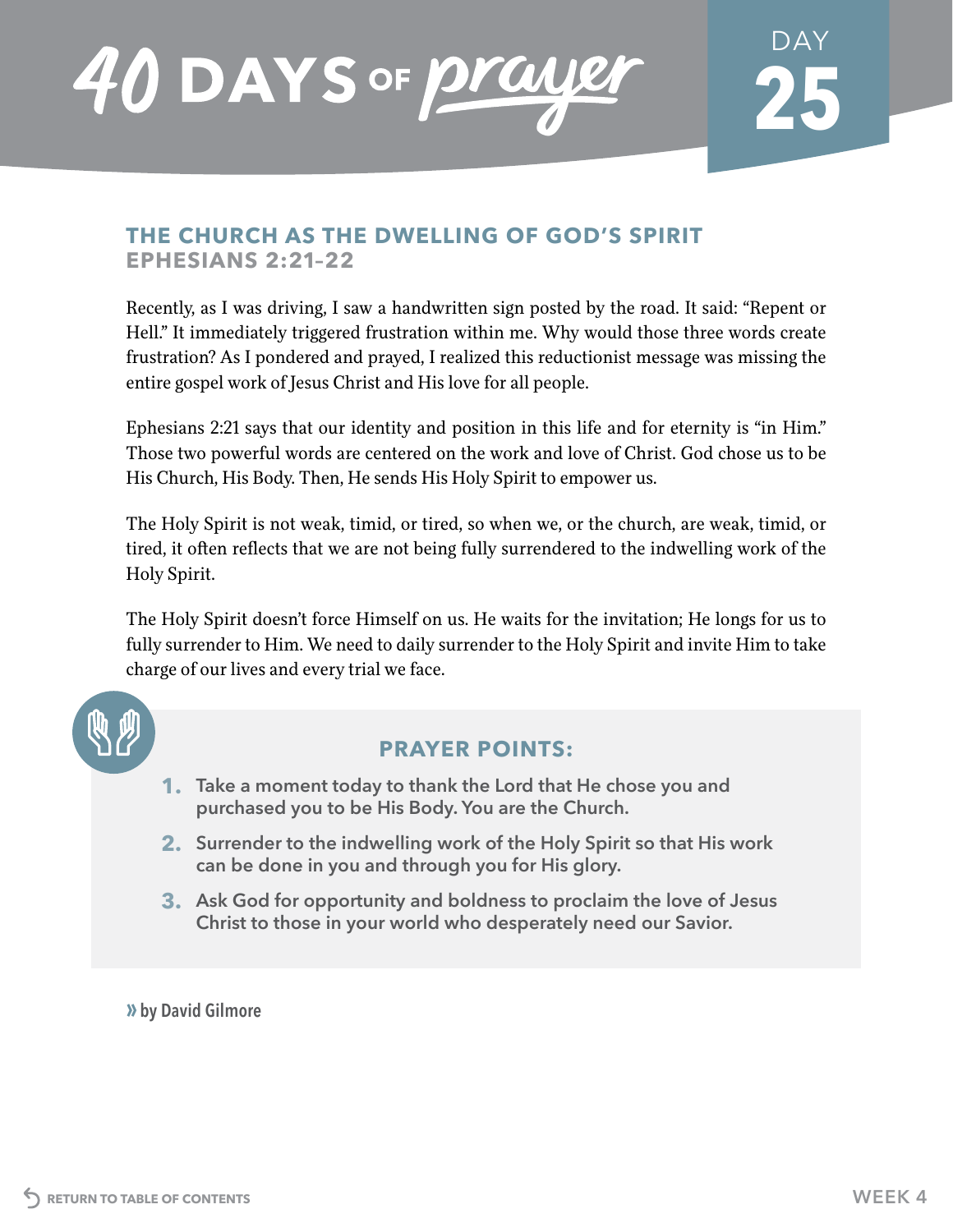# 40 DAYS OF prayer

DAY 25

## THE CHURCH AS THE DWELLING OF GOD'S SPIRIT
### EPHESIANS 2:21–22

Recently, as I was driving, I saw a handwritten sign posted by the road. It said: "Repent or Hell." It immediately triggered frustration within me. Why would those three words create frustration? As I pondered and prayed, I realized this reductionist message was missing the entire gospel work of Jesus Christ and His love for all people.

Ephesians 2:21 says that our identity and position in this life and for eternity is "in Him." Those two powerful words are centered on the work and love of Christ. God chose us to be His Church, His Body. Then, He sends His Holy Spirit to empower us.

The Holy Spirit is not weak, timid, or tired, so when we, or the church, are weak, timid, or tired, it often reflects that we are not being fully surrendered to the indwelling work of the Holy Spirit.

The Holy Spirit doesn't force Himself on us. He waits for the invitation; He longs for us to fully surrender to Him. We need to daily surrender to the Holy Spirit and invite Him to take charge of our lives and every trial we face.

### PRAYER POINTS:

1. **Take a moment today to thank the Lord that He chose you and purchased you to be His Body. You are the Church.**
2. **Surrender to the indwelling work of the Holy Spirit so that His work can be done in you and through you for His glory.**
3. **Ask God for opportunity and boldness to proclaim the love of Jesus Christ to those in your world who desperately need our Savior.**

» **by David Gilmore**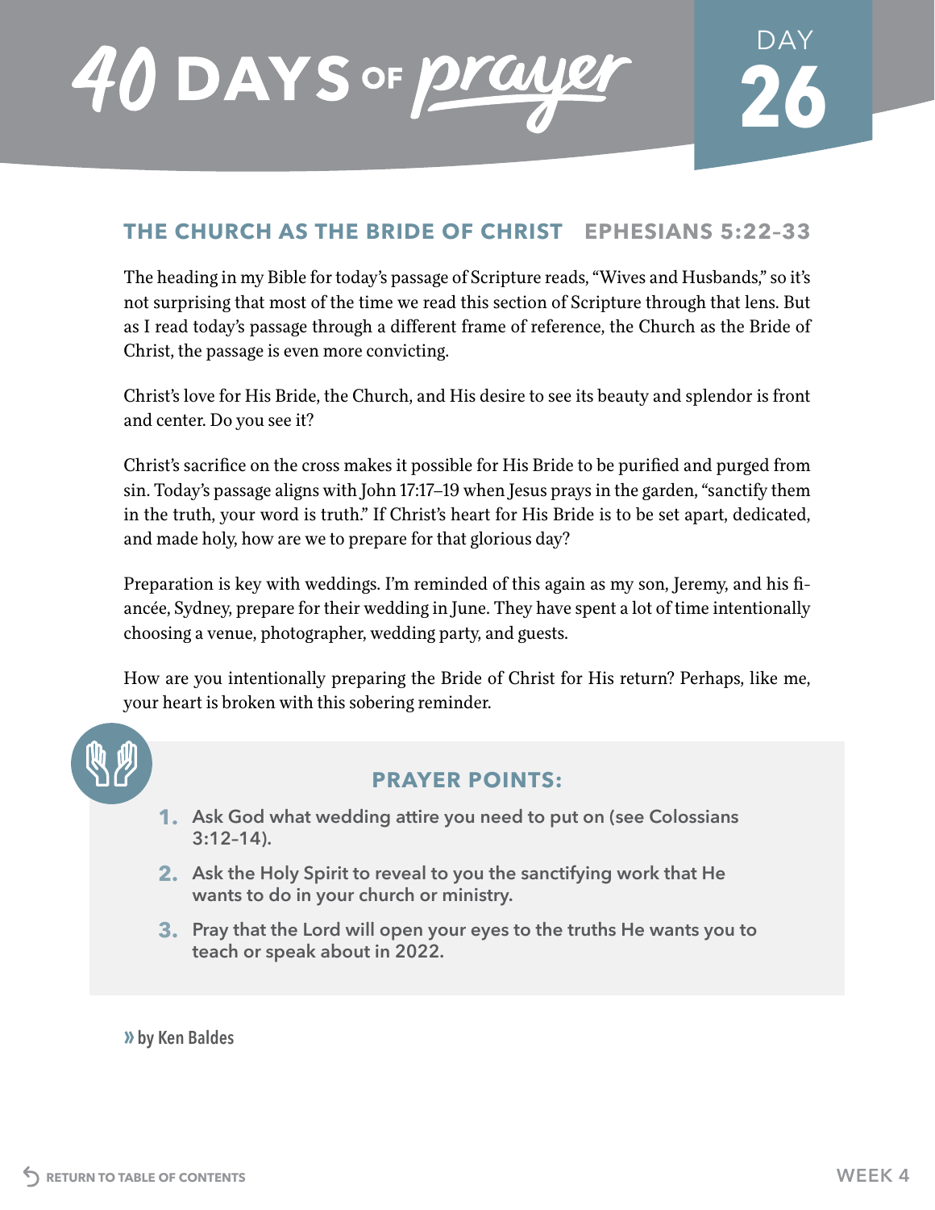# 40 DAYS OF prayer

DAY **26**

## THE CHURCH AS THE BRIDE OF CHRIST   EPHESIANS 5:22–33

The heading in my Bible for today's passage of Scripture reads, "Wives and Husbands," so it's not surprising that most of the time we read this section of Scripture through that lens. But as I read today's passage through a different frame of reference, the Church as the Bride of Christ, the passage is even more convicting.

Christ's love for His Bride, the Church, and His desire to see its beauty and splendor is front and center. Do you see it?

Christ's sacrifice on the cross makes it possible for His Bride to be purified and purged from sin. Today's passage aligns with John 17:17–19 when Jesus prays in the garden, "sanctify them in the truth, your word is truth." If Christ's heart for His Bride is to be set apart, dedicated, and made holy, how are we to prepare for that glorious day?

Preparation is key with weddings. I'm reminded of this again as my son, Jeremy, and his fiancée, Sydney, prepare for their wedding in June. They have spent a lot of time intentionally choosing a venue, photographer, wedding party, and guests.

How are you intentionally preparing the Bride of Christ for His return? Perhaps, like me, your heart is broken with this sobering reminder.

### PRAYER POINTS:

1. Ask God what wedding attire you need to put on (see Colossians 3:12–14).
2. Ask the Holy Spirit to reveal to you the sanctifying work that He wants to do in your church or ministry.
3. Pray that the Lord will open your eyes to the truths He wants you to teach or speak about in 2022.

» **by Ken Baldes**

RETURN TO TABLE OF CONTENTS

WEEK 4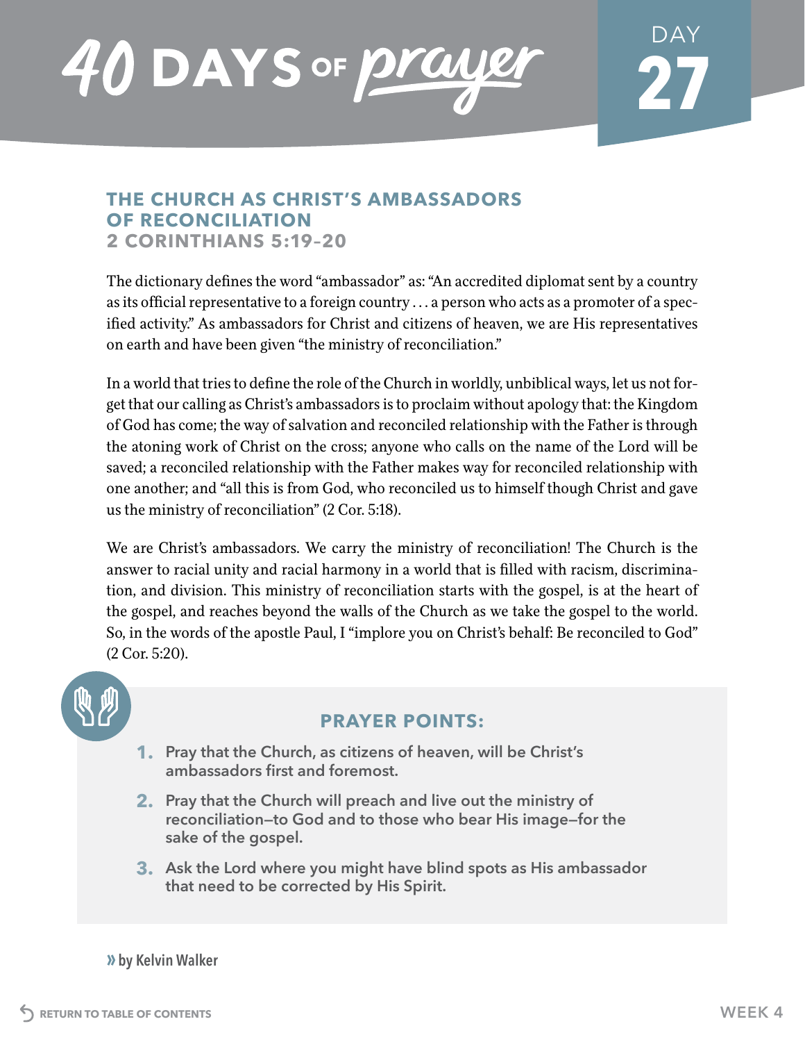# 40 DAYS OF prayer

DAY 27

## THE CHURCH AS CHRIST'S AMBASSADORS OF RECONCILIATION
### 2 CORINTHIANS 5:19–20

The dictionary defines the word "ambassador" as: "An accredited diplomat sent by a country as its official representative to a foreign country . . . a person who acts as a promoter of a specified activity." As ambassadors for Christ and citizens of heaven, we are His representatives on earth and have been given "the ministry of reconciliation."

In a world that tries to define the role of the Church in worldly, unbiblical ways, let us not forget that our calling as Christ's ambassadors is to proclaim without apology that: the Kingdom of God has come; the way of salvation and reconciled relationship with the Father is through the atoning work of Christ on the cross; anyone who calls on the name of the Lord will be saved; a reconciled relationship with the Father makes way for reconciled relationship with one another; and "all this is from God, who reconciled us to himself though Christ and gave us the ministry of reconciliation" (2 Cor. 5:18).

We are Christ's ambassadors. We carry the ministry of reconciliation! The Church is the answer to racial unity and racial harmony in a world that is filled with racism, discrimination, and division. This ministry of reconciliation starts with the gospel, is at the heart of the gospel, and reaches beyond the walls of the Church as we take the gospel to the world. So, in the words of the apostle Paul, I "implore you on Christ's behalf: Be reconciled to God" (2 Cor. 5:20).

### PRAYER POINTS:

1. **Pray that the Church, as citizens of heaven, will be Christ's ambassadors first and foremost.**
2. **Pray that the Church will preach and live out the ministry of reconciliation—to God and to those who bear His image—for the sake of the gospel.**
3. **Ask the Lord where you might have blind spots as His ambassador that need to be corrected by His Spirit.**

» **by Kelvin Walker**

RETURN TO TABLE OF CONTENTS

WEEK 4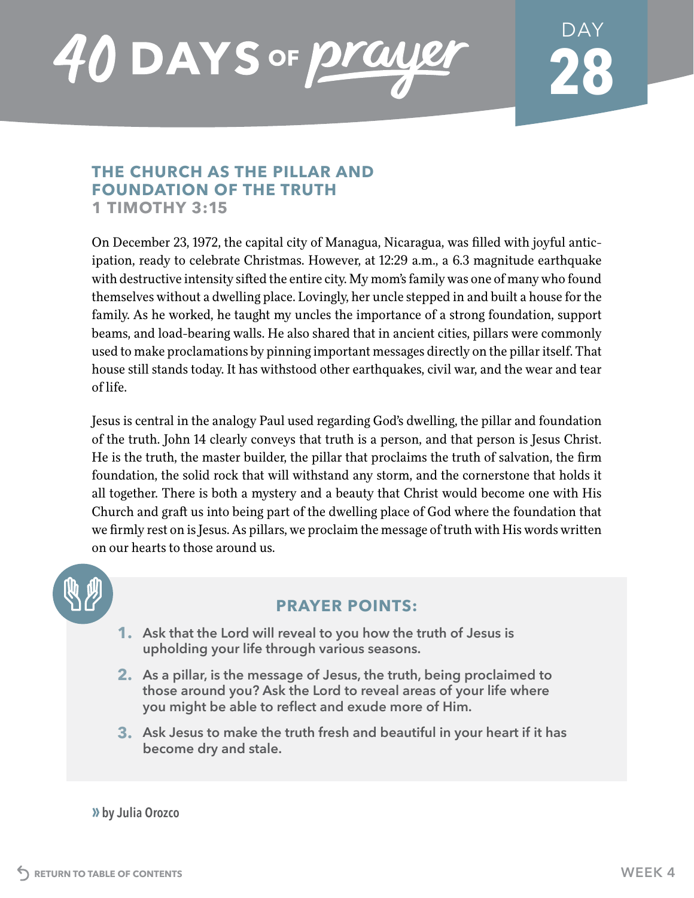# 40 DAYS OF prayer

DAY 28

## THE CHURCH AS THE PILLAR AND FOUNDATION OF THE TRUTH
### 1 TIMOTHY 3:15

On December 23, 1972, the capital city of Managua, Nicaragua, was filled with joyful anticipation, ready to celebrate Christmas. However, at 12:29 a.m., a 6.3 magnitude earthquake with destructive intensity sifted the entire city. My mom's family was one of many who found themselves without a dwelling place. Lovingly, her uncle stepped in and built a house for the family. As he worked, he taught my uncles the importance of a strong foundation, support beams, and load-bearing walls. He also shared that in ancient cities, pillars were commonly used to make proclamations by pinning important messages directly on the pillar itself. That house still stands today. It has withstood other earthquakes, civil war, and the wear and tear of life.

Jesus is central in the analogy Paul used regarding God's dwelling, the pillar and foundation of the truth. John 14 clearly conveys that truth is a person, and that person is Jesus Christ. He is the truth, the master builder, the pillar that proclaims the truth of salvation, the firm foundation, the solid rock that will withstand any storm, and the cornerstone that holds it all together. There is both a mystery and a beauty that Christ would become one with His Church and graft us into being part of the dwelling place of God where the foundation that we firmly rest on is Jesus. As pillars, we proclaim the message of truth with His words written on our hearts to those around us.

### PRAYER POINTS:

1. **Ask that the Lord will reveal to you how the truth of Jesus is upholding your life through various seasons.**
2. **As a pillar, is the message of Jesus, the truth, being proclaimed to those around you? Ask the Lord to reveal areas of your life where you might be able to reflect and exude more of Him.**
3. **Ask Jesus to make the truth fresh and beautiful in your heart if it has become dry and stale.**

» **by Julia Orozco**

RETURN TO TABLE OF CONTENTS

WEEK 4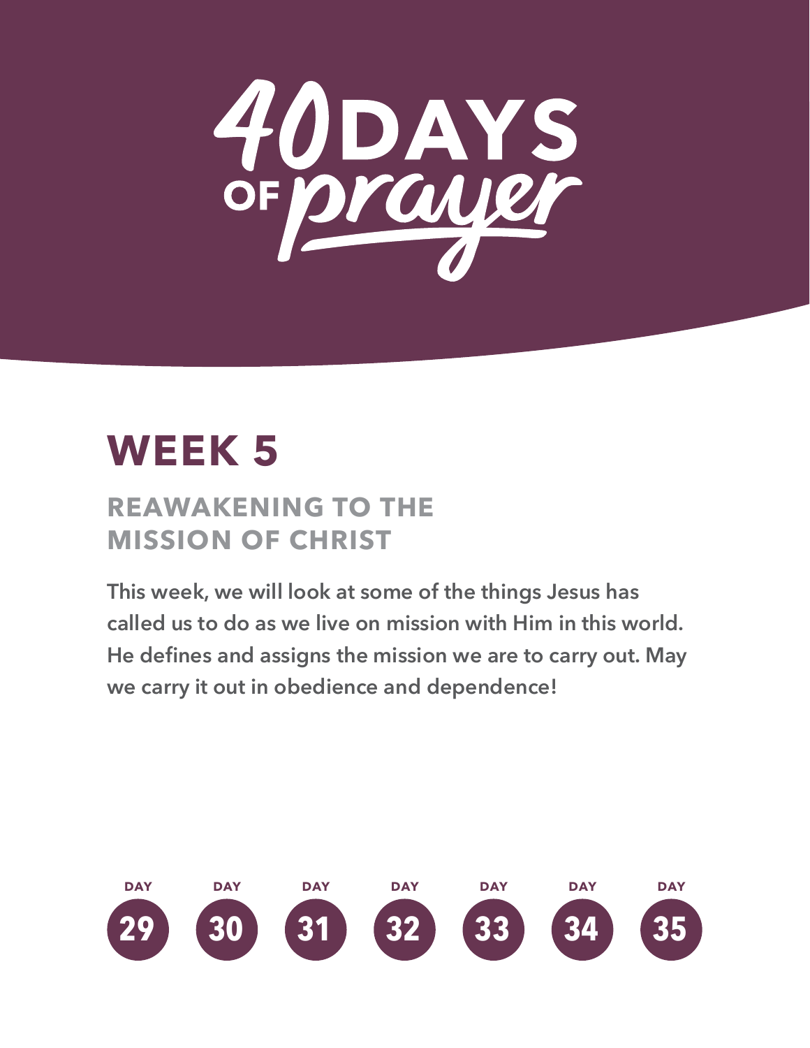# 40 DAYS OF prayer

## WEEK 5

### REAWAKENING TO THE MISSION OF CHRIST

**This week, we will look at some of the things Jesus has called us to do as we live on mission with Him in this world. He defines and assigns the mission we are to carry out. May we carry it out in obedience and dependence!**

DAY 29 · DAY 30 · DAY 31 · DAY 32 · DAY 33 · DAY 34 · DAY 35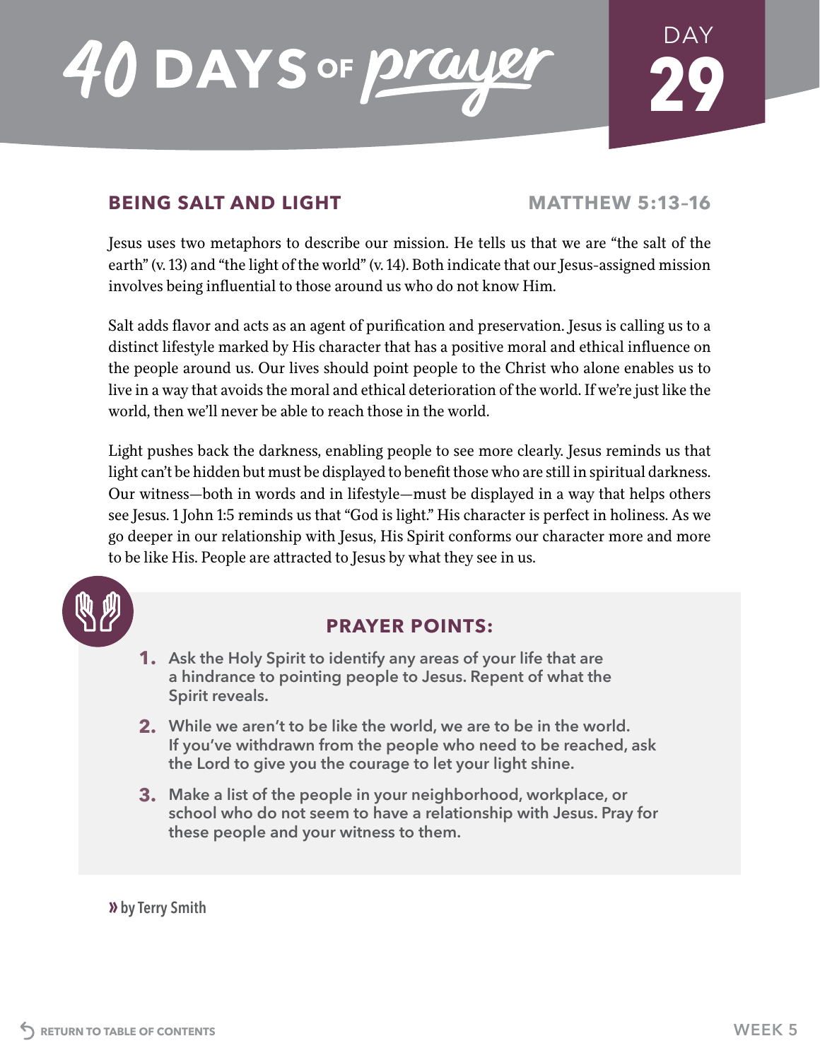# 40 DAYS OF prayer

DAY 29

## BEING SALT AND LIGHT

**MATTHEW 5:13–16**

Jesus uses two metaphors to describe our mission. He tells us that we are "the salt of the earth" (v. 13) and "the light of the world" (v. 14). Both indicate that our Jesus-assigned mission involves being influential to those around us who do not know Him.

Salt adds flavor and acts as an agent of purification and preservation. Jesus is calling us to a distinct lifestyle marked by His character that has a positive moral and ethical influence on the people around us. Our lives should point people to the Christ who alone enables us to live in a way that avoids the moral and ethical deterioration of the world. If we're just like the world, then we'll never be able to reach those in the world.

Light pushes back the darkness, enabling people to see more clearly. Jesus reminds us that light can't be hidden but must be displayed to benefit those who are still in spiritual darkness. Our witness—both in words and in lifestyle—must be displayed in a way that helps others see Jesus. 1 John 1:5 reminds us that "God is light." His character is perfect in holiness. As we go deeper in our relationship with Jesus, His Spirit conforms our character more and more to be like His. People are attracted to Jesus by what they see in us.

### PRAYER POINTS:

1. Ask the Holy Spirit to identify any areas of your life that are a hindrance to pointing people to Jesus. Repent of what the Spirit reveals.
2. While we aren't to be like the world, we are to be in the world. If you've withdrawn from the people who need to be reached, ask the Lord to give you the courage to let your light shine.
3. Make a list of the people in your neighborhood, workplace, or school who do not seem to have a relationship with Jesus. Pray for these people and your witness to them.

» by Terry Smith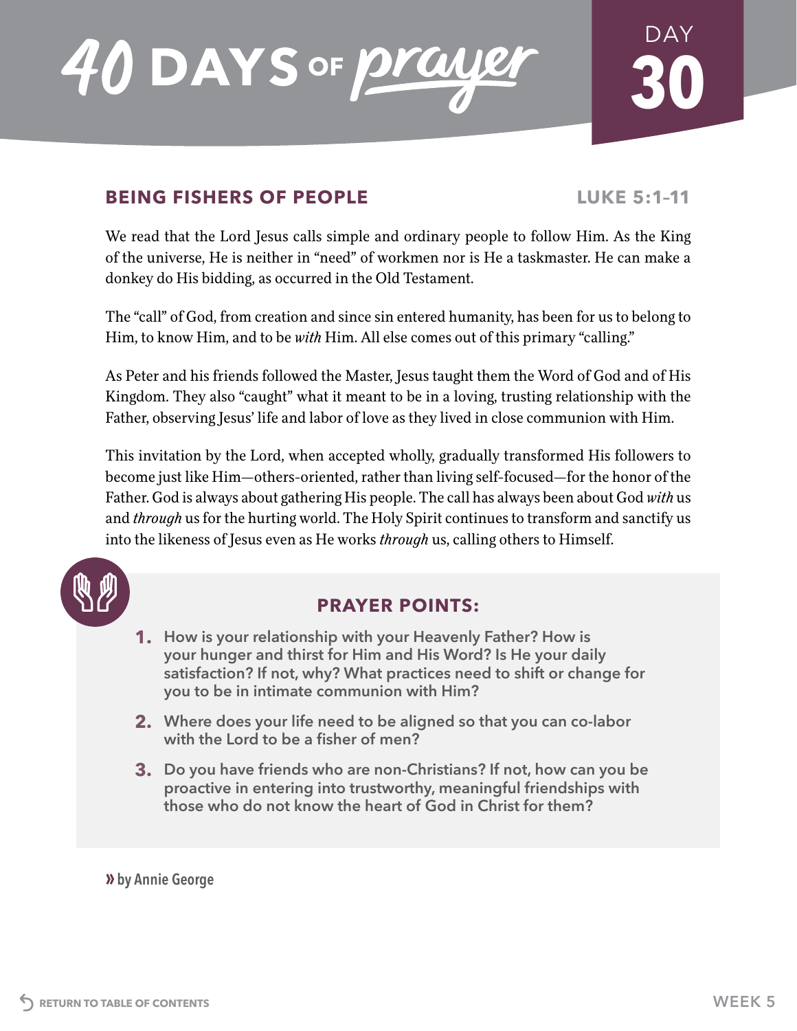# 40 DAYS OF prayer

DAY 30

## BEING FISHERS OF PEOPLE

LUKE 5:1–11

We read that the Lord Jesus calls simple and ordinary people to follow Him. As the King of the universe, He is neither in "need" of workmen nor is He a taskmaster. He can make a donkey do His bidding, as occurred in the Old Testament.

The "call" of God, from creation and since sin entered humanity, has been for us to belong to Him, to know Him, and to be *with* Him. All else comes out of this primary "calling."

As Peter and his friends followed the Master, Jesus taught them the Word of God and of His Kingdom. They also "caught" what it meant to be in a loving, trusting relationship with the Father, observing Jesus' life and labor of love as they lived in close communion with Him.

This invitation by the Lord, when accepted wholly, gradually transformed His followers to become just like Him—others-oriented, rather than living self-focused—for the honor of the Father. God is always about gathering His people. The call has always been about God *with* us and *through* us for the hurting world. The Holy Spirit continues to transform and sanctify us into the likeness of Jesus even as He works *through* us, calling others to Himself.

### PRAYER POINTS:

1. How is your relationship with your Heavenly Father? How is your hunger and thirst for Him and His Word? Is He your daily satisfaction? If not, why? What practices need to shift or change for you to be in intimate communion with Him?
2. Where does your life need to be aligned so that you can co-labor with the Lord to be a fisher of men?
3. Do you have friends who are non-Christians? If not, how can you be proactive in entering into trustworthy, meaningful friendships with those who do not know the heart of God in Christ for them?

» by Annie George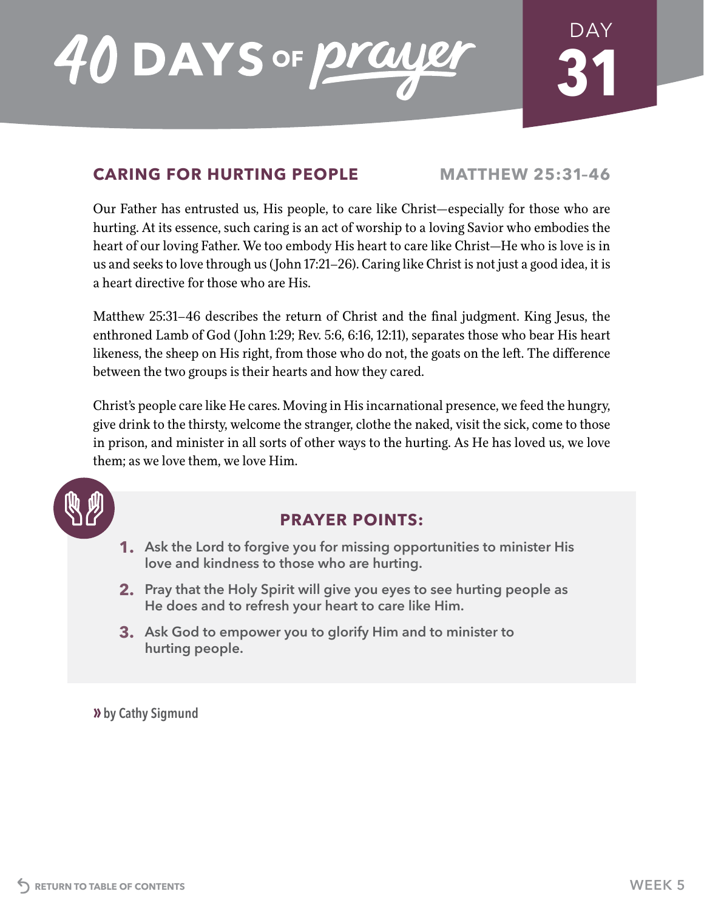# 40 DAYS OF prayer

DAY **31**

## CARING FOR HURTING PEOPLE

**MATTHEW 25:31–46**

Our Father has entrusted us, His people, to care like Christ—especially for those who are hurting. At its essence, such caring is an act of worship to a loving Savior who embodies the heart of our loving Father. We too embody His heart to care like Christ—He who is love is in us and seeks to love through us (John 17:21–26). Caring like Christ is not just a good idea, it is a heart directive for those who are His.

Matthew 25:31–46 describes the return of Christ and the final judgment. King Jesus, the enthroned Lamb of God (John 1:29; Rev. 5:6, 6:16, 12:11), separates those who bear His heart likeness, the sheep on His right, from those who do not, the goats on the left. The difference between the two groups is their hearts and how they cared.

Christ's people care like He cares. Moving in His incarnational presence, we feed the hungry, give drink to the thirsty, welcome the stranger, clothe the naked, visit the sick, come to those in prison, and minister in all sorts of other ways to the hurting. As He has loved us, we love them; as we love them, we love Him.

### PRAYER POINTS:

1. Ask the Lord to forgive you for missing opportunities to minister His love and kindness to those who are hurting.
2. Pray that the Holy Spirit will give you eyes to see hurting people as He does and to refresh your heart to care like Him.
3. Ask God to empower you to glorify Him and to minister to hurting people.

» **by Cathy Sigmund**

RETURN TO TABLE OF CONTENTS

WEEK 5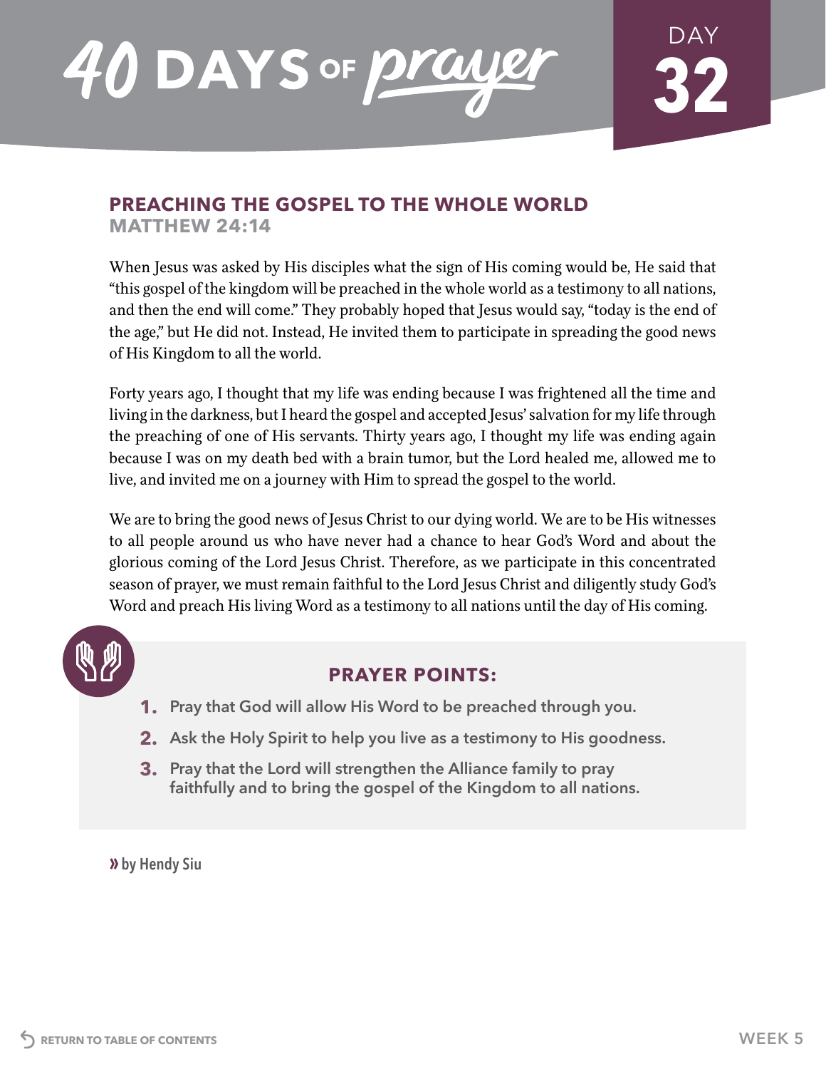# 40 DAYS OF prayer

DAY 32

## PREACHING THE GOSPEL TO THE WHOLE WORLD
### MATTHEW 24:14

When Jesus was asked by His disciples what the sign of His coming would be, He said that "this gospel of the kingdom will be preached in the whole world as a testimony to all nations, and then the end will come." They probably hoped that Jesus would say, "today is the end of the age," but He did not. Instead, He invited them to participate in spreading the good news of His Kingdom to all the world.

Forty years ago, I thought that my life was ending because I was frightened all the time and living in the darkness, but I heard the gospel and accepted Jesus' salvation for my life through the preaching of one of His servants. Thirty years ago, I thought my life was ending again because I was on my death bed with a brain tumor, but the Lord healed me, allowed me to live, and invited me on a journey with Him to spread the gospel to the world.

We are to bring the good news of Jesus Christ to our dying world. We are to be His witnesses to all people around us who have never had a chance to hear God's Word and about the glorious coming of the Lord Jesus Christ. Therefore, as we participate in this concentrated season of prayer, we must remain faithful to the Lord Jesus Christ and diligently study God's Word and preach His living Word as a testimony to all nations until the day of His coming.

### PRAYER POINTS:

1. Pray that God will allow His Word to be preached through you.
2. Ask the Holy Spirit to help you live as a testimony to His goodness.
3. Pray that the Lord will strengthen the Alliance family to pray faithfully and to bring the gospel of the Kingdom to all nations.

» by Hendy Siu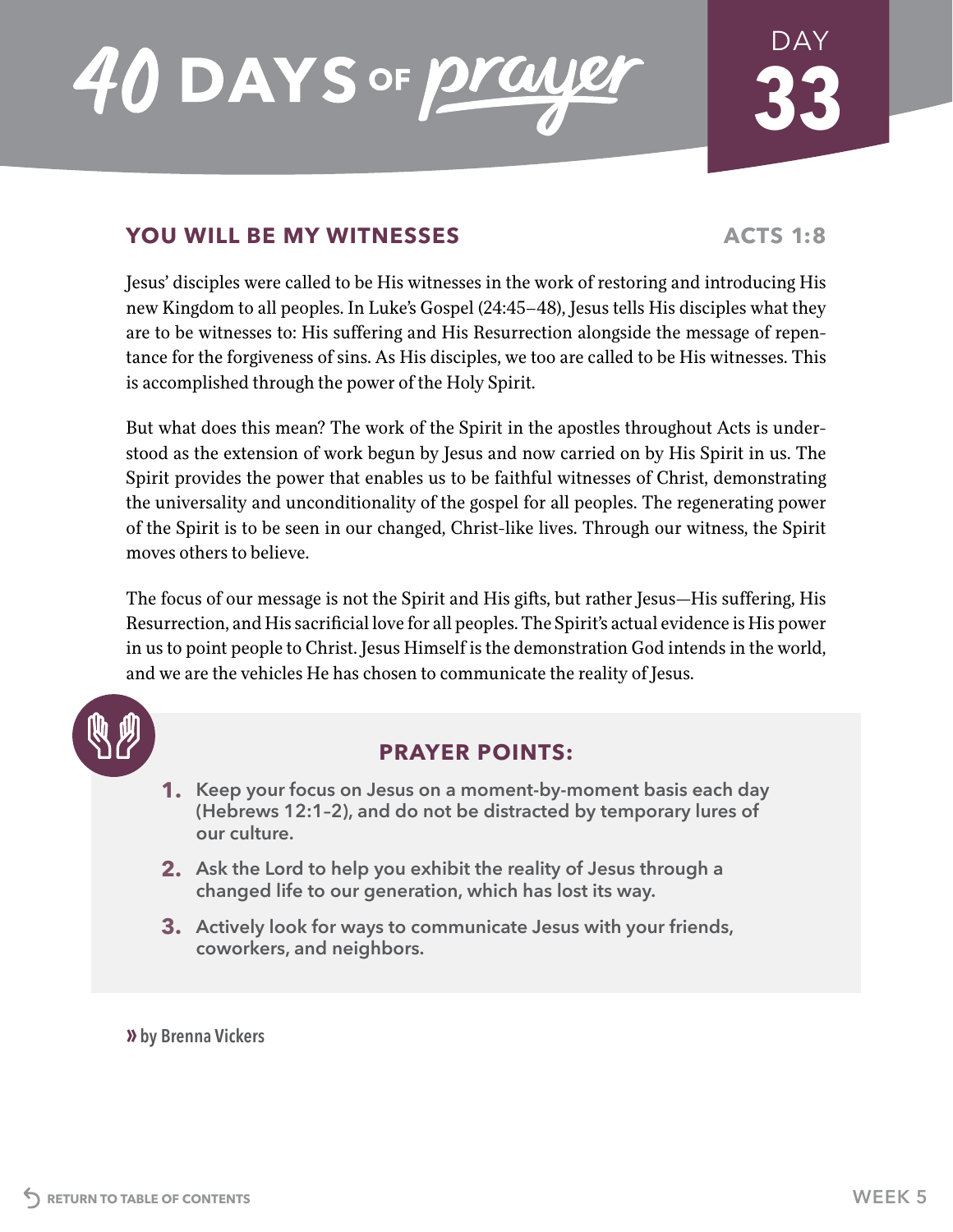# 40 DAYS OF prayer

DAY 33

## YOU WILL BE MY WITNESSES

**ACTS 1:8**

Jesus' disciples were called to be His witnesses in the work of restoring and introducing His new Kingdom to all peoples. In Luke's Gospel (24:45–48), Jesus tells His disciples what they are to be witnesses to: His suffering and His Resurrection alongside the message of repentance for the forgiveness of sins. As His disciples, we too are called to be His witnesses. This is accomplished through the power of the Holy Spirit.

But what does this mean? The work of the Spirit in the apostles throughout Acts is understood as the extension of work begun by Jesus and now carried on by His Spirit in us. The Spirit provides the power that enables us to be faithful witnesses of Christ, demonstrating the universality and unconditionality of the gospel for all peoples. The regenerating power of the Spirit is to be seen in our changed, Christ-like lives. Through our witness, the Spirit moves others to believe.

The focus of our message is not the Spirit and His gifts, but rather Jesus—His suffering, His Resurrection, and His sacrificial love for all peoples. The Spirit's actual evidence is His power in us to point people to Christ. Jesus Himself is the demonstration God intends in the world, and we are the vehicles He has chosen to communicate the reality of Jesus.

### PRAYER POINTS:

1. **Keep your focus on Jesus on a moment-by-moment basis each day (Hebrews 12:1–2), and do not be distracted by temporary lures of our culture.**
2. **Ask the Lord to help you exhibit the reality of Jesus through a changed life to our generation, which has lost its way.**
3. **Actively look for ways to communicate Jesus with your friends, coworkers, and neighbors.**

» **by Brenna Vickers**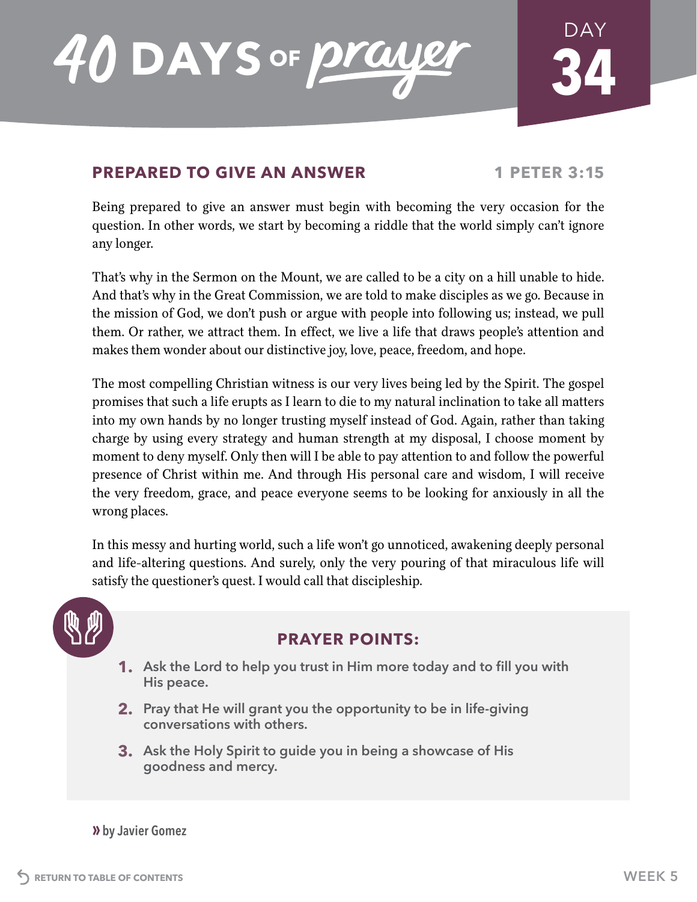# 40 DAYS OF prayer

## DAY 34

### PREPARED TO GIVE AN ANSWER

**1 PETER 3:15**

Being prepared to give an answer must begin with becoming the very occasion for the question. In other words, we start by becoming a riddle that the world simply can't ignore any longer.

That's why in the Sermon on the Mount, we are called to be a city on a hill unable to hide. And that's why in the Great Commission, we are told to make disciples as we go. Because in the mission of God, we don't push or argue with people into following us; instead, we pull them. Or rather, we attract them. In effect, we live a life that draws people's attention and makes them wonder about our distinctive joy, love, peace, freedom, and hope.

The most compelling Christian witness is our very lives being led by the Spirit. The gospel promises that such a life erupts as I learn to die to my natural inclination to take all matters into my own hands by no longer trusting myself instead of God. Again, rather than taking charge by using every strategy and human strength at my disposal, I choose moment by moment to deny myself. Only then will I be able to pay attention to and follow the powerful presence of Christ within me. And through His personal care and wisdom, I will receive the very freedom, grace, and peace everyone seems to be looking for anxiously in all the wrong places.

In this messy and hurting world, such a life won't go unnoticed, awakening deeply personal and life-altering questions. And surely, only the very pouring of that miraculous life will satisfy the questioner's quest. I would call that discipleship.

### PRAYER POINTS:

1. Ask the Lord to help you trust in Him more today and to fill you with His peace.
2. Pray that He will grant you the opportunity to be in life-giving conversations with others.
3. Ask the Holy Spirit to guide you in being a showcase of His goodness and mercy.

» by Javier Gomez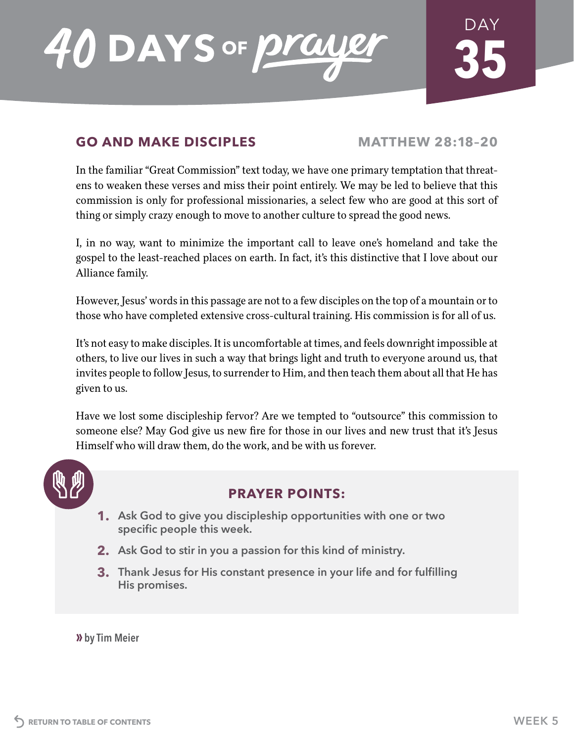# 40 DAYS OF prayer

DAY 35

## GO AND MAKE DISCIPLES

**MATTHEW 28:18–20**

In the familiar "Great Commission" text today, we have one primary temptation that threatens to weaken these verses and miss their point entirely. We may be led to believe that this commission is only for professional missionaries, a select few who are good at this sort of thing or simply crazy enough to move to another culture to spread the good news.

I, in no way, want to minimize the important call to leave one's homeland and take the gospel to the least-reached places on earth. In fact, it's this distinctive that I love about our Alliance family.

However, Jesus' words in this passage are not to a few disciples on the top of a mountain or to those who have completed extensive cross-cultural training. His commission is for all of us.

It's not easy to make disciples. It is uncomfortable at times, and feels downright impossible at others, to live our lives in such a way that brings light and truth to everyone around us, that invites people to follow Jesus, to surrender to Him, and then teach them about all that He has given to us.

Have we lost some discipleship fervor? Are we tempted to "outsource" this commission to someone else? May God give us new fire for those in our lives and new trust that it's Jesus Himself who will draw them, do the work, and be with us forever.

### PRAYER POINTS:

1. **Ask God to give you discipleship opportunities with one or two specific people this week.**
2. **Ask God to stir in you a passion for this kind of ministry.**
3. **Thank Jesus for His constant presence in your life and for fulfilling His promises.**

» **by Tim Meier**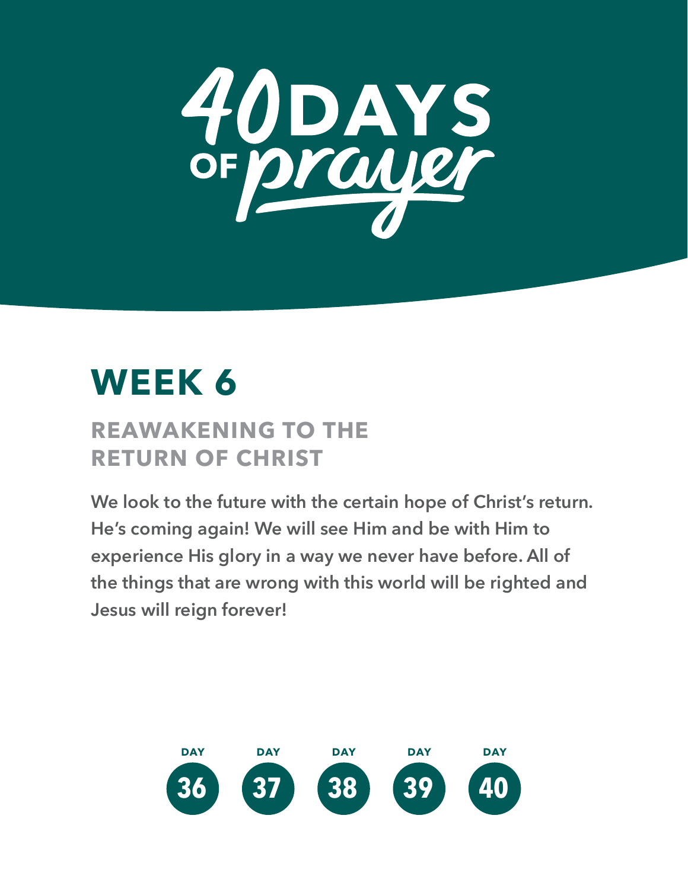# 40 DAYS OF prayer

## WEEK 6

### REAWAKENING TO THE RETURN OF CHRIST

**We look to the future with the certain hope of Christ's return. He's coming again! We will see Him and be with Him to experience His glory in a way we never have before. All of the things that are wrong with this world will be righted and Jesus will reign forever!**

DAY 36 · DAY 37 · DAY 38 · DAY 39 · DAY 40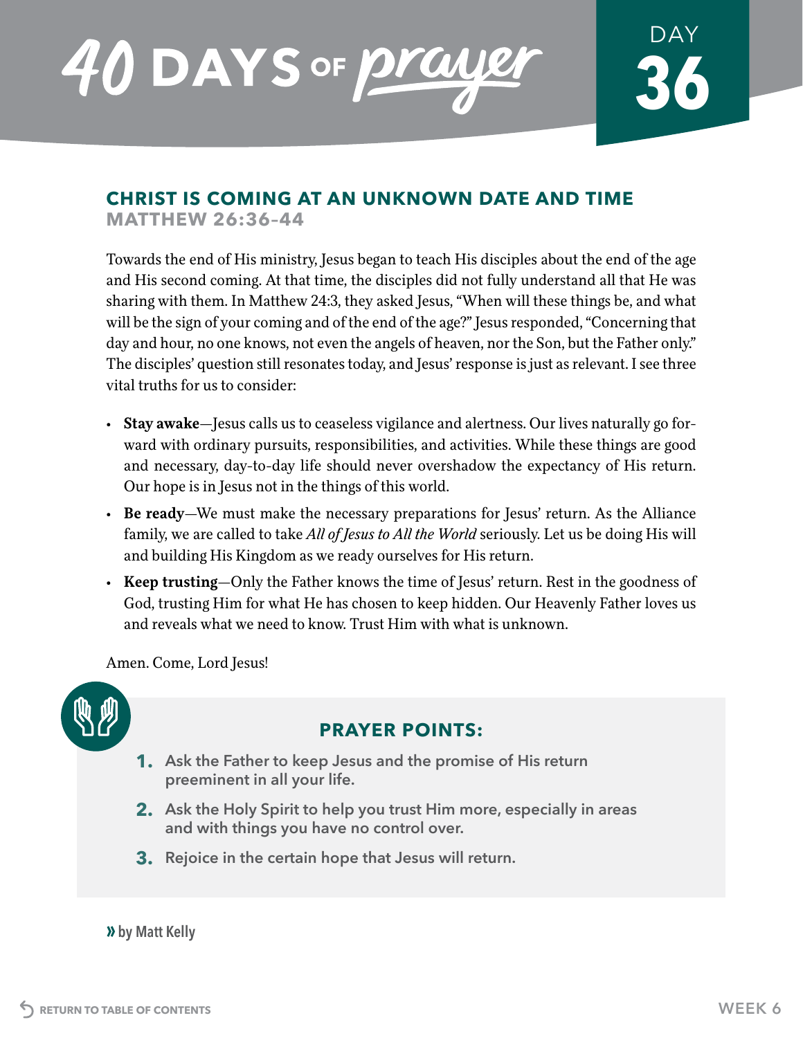# 40 DAYS OF prayer

DAY 36

## CHRIST IS COMING AT AN UNKNOWN DATE AND TIME

### MATTHEW 26:36–44

Towards the end of His ministry, Jesus began to teach His disciples about the end of the age and His second coming. At that time, the disciples did not fully understand all that He was sharing with them. In Matthew 24:3, they asked Jesus, "When will these things be, and what will be the sign of your coming and of the end of the age?" Jesus responded, "Concerning that day and hour, no one knows, not even the angels of heaven, nor the Son, but the Father only." The disciples' question still resonates today, and Jesus' response is just as relevant. I see three vital truths for us to consider:

- **Stay awake**—Jesus calls us to ceaseless vigilance and alertness. Our lives naturally go forward with ordinary pursuits, responsibilities, and activities. While these things are good and necessary, day-to-day life should never overshadow the expectancy of His return. Our hope is in Jesus not in the things of this world.
- **Be ready**—We must make the necessary preparations for Jesus' return. As the Alliance family, we are called to take *All of Jesus to All the World* seriously. Let us be doing His will and building His Kingdom as we ready ourselves for His return.
- **Keep trusting**—Only the Father knows the time of Jesus' return. Rest in the goodness of God, trusting Him for what He has chosen to keep hidden. Our Heavenly Father loves us and reveals what we need to know. Trust Him with what is unknown.

Amen. Come, Lord Jesus!

### PRAYER POINTS:

1. Ask the Father to keep Jesus and the promise of His return preeminent in all your life.
2. Ask the Holy Spirit to help you trust Him more, especially in areas and with things you have no control over.
3. Rejoice in the certain hope that Jesus will return.

» by Matt Kelly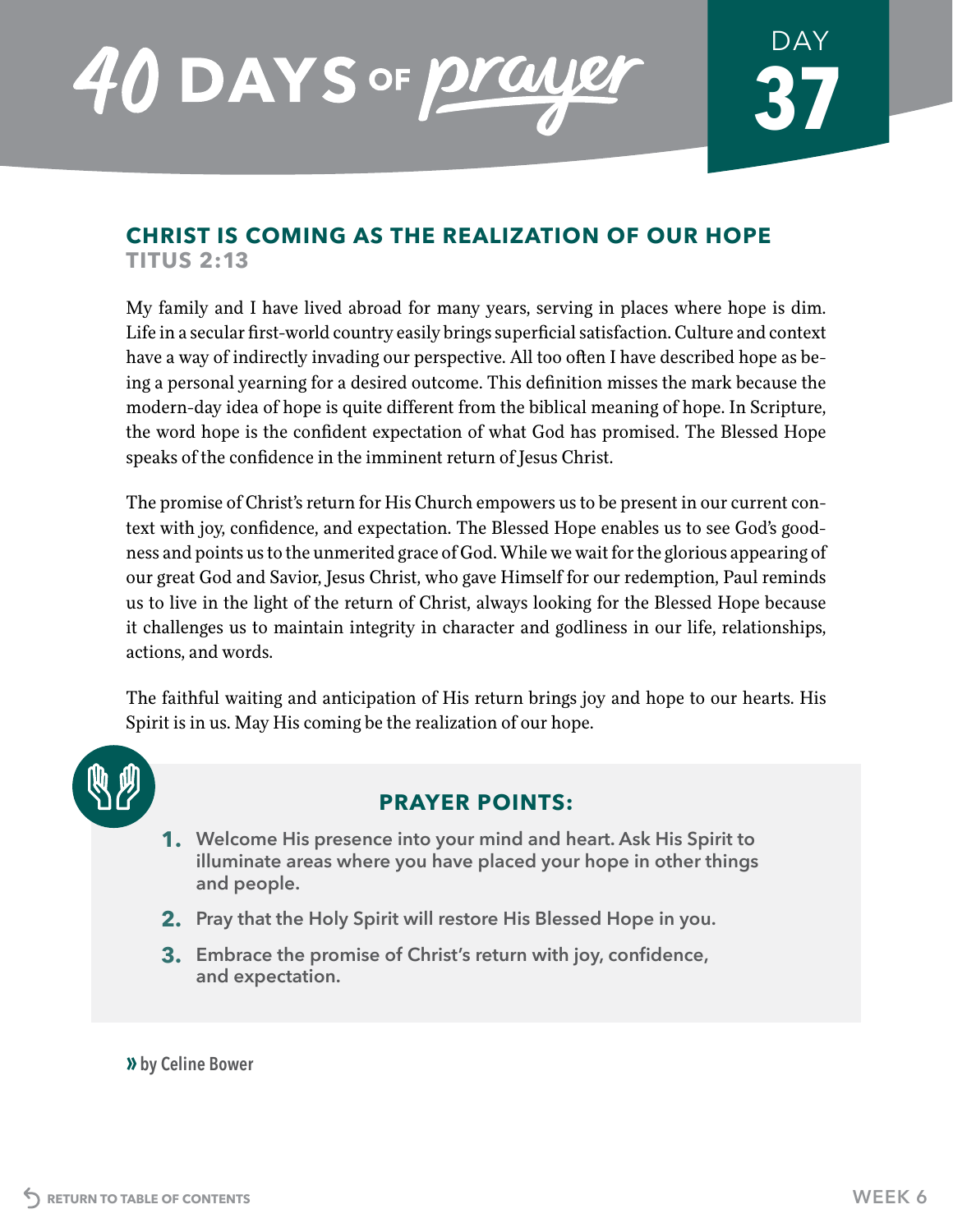# 40 DAYS OF prayer

## DAY 37

## CHRIST IS COMING AS THE REALIZATION OF OUR HOPE

### TITUS 2:13

My family and I have lived abroad for many years, serving in places where hope is dim. Life in a secular first-world country easily brings superficial satisfaction. Culture and context have a way of indirectly invading our perspective. All too often I have described hope as being a personal yearning for a desired outcome. This definition misses the mark because the modern-day idea of hope is quite different from the biblical meaning of hope. In Scripture, the word hope is the confident expectation of what God has promised. The Blessed Hope speaks of the confidence in the imminent return of Jesus Christ.

The promise of Christ's return for His Church empowers us to be present in our current context with joy, confidence, and expectation. The Blessed Hope enables us to see God's goodness and points us to the unmerited grace of God. While we wait for the glorious appearing of our great God and Savior, Jesus Christ, who gave Himself for our redemption, Paul reminds us to live in the light of the return of Christ, always looking for the Blessed Hope because it challenges us to maintain integrity in character and godliness in our life, relationships, actions, and words.

The faithful waiting and anticipation of His return brings joy and hope to our hearts. His Spirit is in us. May His coming be the realization of our hope.

### PRAYER POINTS:

1. **Welcome His presence into your mind and heart. Ask His Spirit to illuminate areas where you have placed your hope in other things and people.**
2. **Pray that the Holy Spirit will restore His Blessed Hope in you.**
3. **Embrace the promise of Christ's return with joy, confidence, and expectation.**

» **by Celine Bower**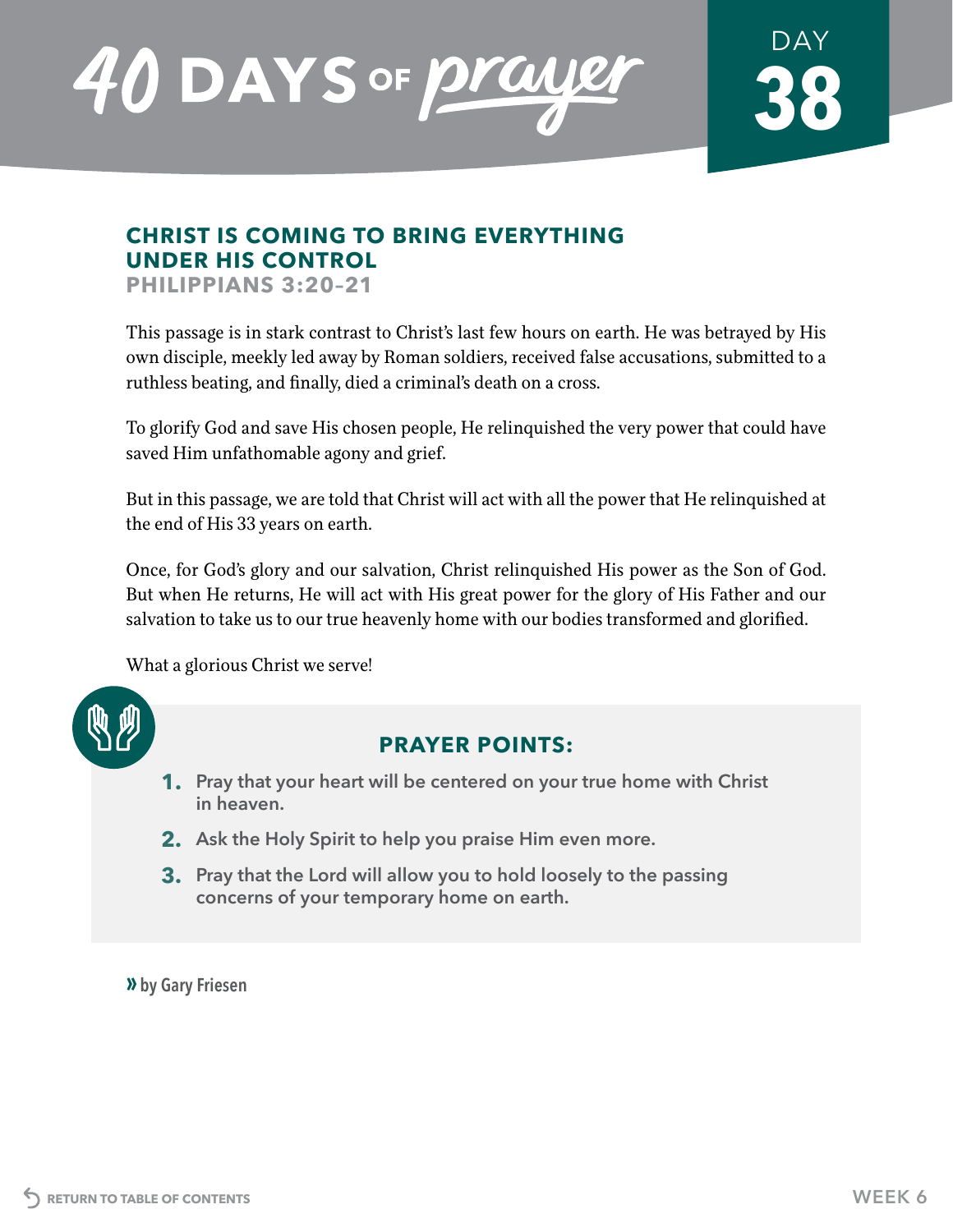# 40 DAYS OF prayer

## DAY 38

## CHRIST IS COMING TO BRING EVERYTHING UNDER HIS CONTROL

### PHILIPPIANS 3:20–21

This passage is in stark contrast to Christ's last few hours on earth. He was betrayed by His own disciple, meekly led away by Roman soldiers, received false accusations, submitted to a ruthless beating, and finally, died a criminal's death on a cross.

To glorify God and save His chosen people, He relinquished the very power that could have saved Him unfathomable agony and grief.

But in this passage, we are told that Christ will act with all the power that He relinquished at the end of His 33 years on earth.

Once, for God's glory and our salvation, Christ relinquished His power as the Son of God. But when He returns, He will act with His great power for the glory of His Father and our salvation to take us to our true heavenly home with our bodies transformed and glorified.

What a glorious Christ we serve!

### PRAYER POINTS:

1. Pray that your heart will be centered on your true home with Christ in heaven.
2. Ask the Holy Spirit to help you praise Him even more.
3. Pray that the Lord will allow you to hold loosely to the passing concerns of your temporary home on earth.

» **by Gary Friesen**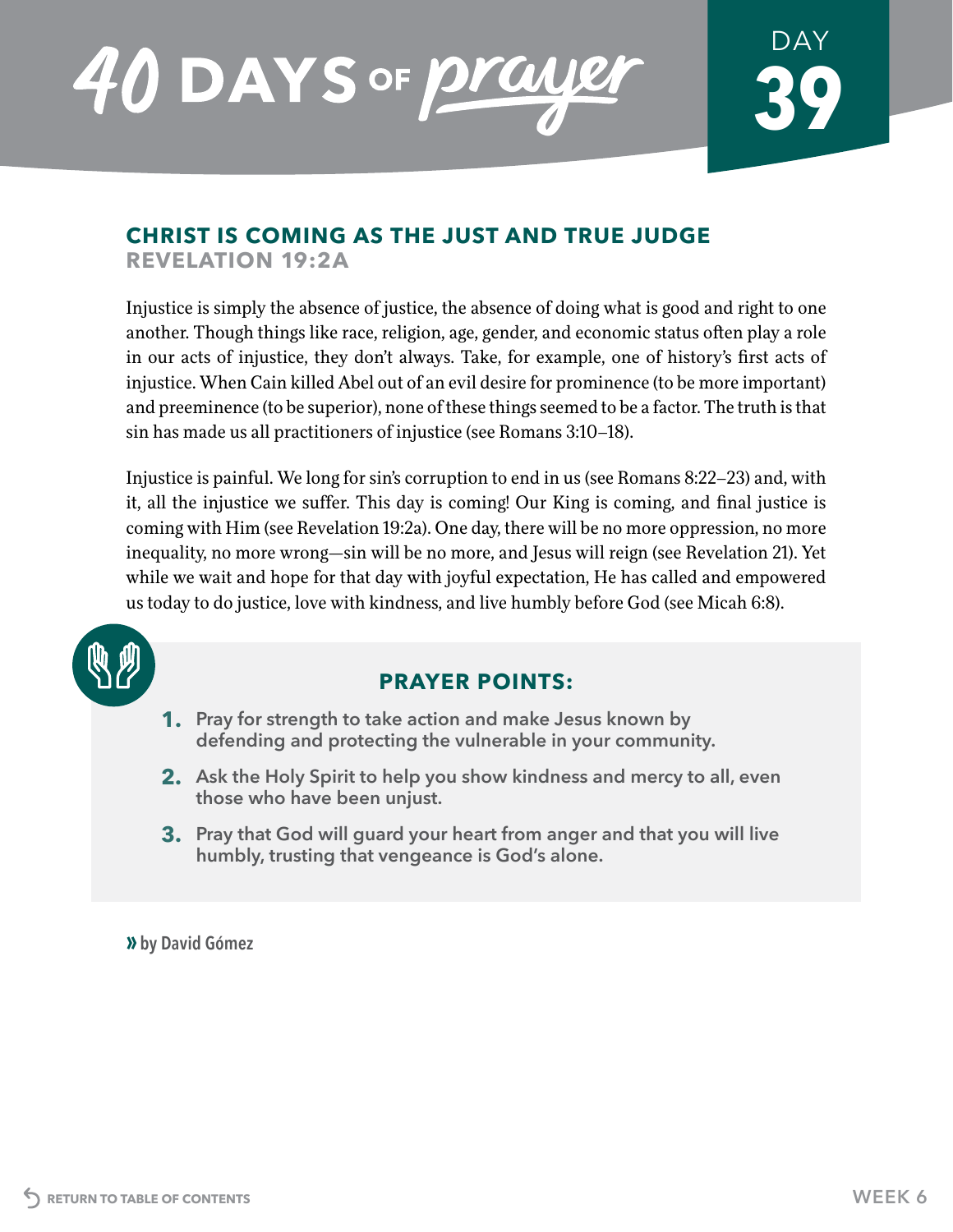# 40 DAYS OF prayer

DAY **39**

## CHRIST IS COMING AS THE JUST AND TRUE JUDGE
### REVELATION 19:2A

Injustice is simply the absence of justice, the absence of doing what is good and right to one another. Though things like race, religion, age, gender, and economic status often play a role in our acts of injustice, they don't always. Take, for example, one of history's first acts of injustice. When Cain killed Abel out of an evil desire for prominence (to be more important) and preeminence (to be superior), none of these things seemed to be a factor. The truth is that sin has made us all practitioners of injustice (see Romans 3:10–18).

Injustice is painful. We long for sin's corruption to end in us (see Romans 8:22–23) and, with it, all the injustice we suffer. This day is coming! Our King is coming, and final justice is coming with Him (see Revelation 19:2a). One day, there will be no more oppression, no more inequality, no more wrong—sin will be no more, and Jesus will reign (see Revelation 21). Yet while we wait and hope for that day with joyful expectation, He has called and empowered us today to do justice, love with kindness, and live humbly before God (see Micah 6:8).

### PRAYER POINTS:

1. Pray for strength to take action and make Jesus known by defending and protecting the vulnerable in your community.
2. Ask the Holy Spirit to help you show kindness and mercy to all, even those who have been unjust.
3. Pray that God will guard your heart from anger and that you will live humbly, trusting that vengeance is God's alone.

» by David Gómez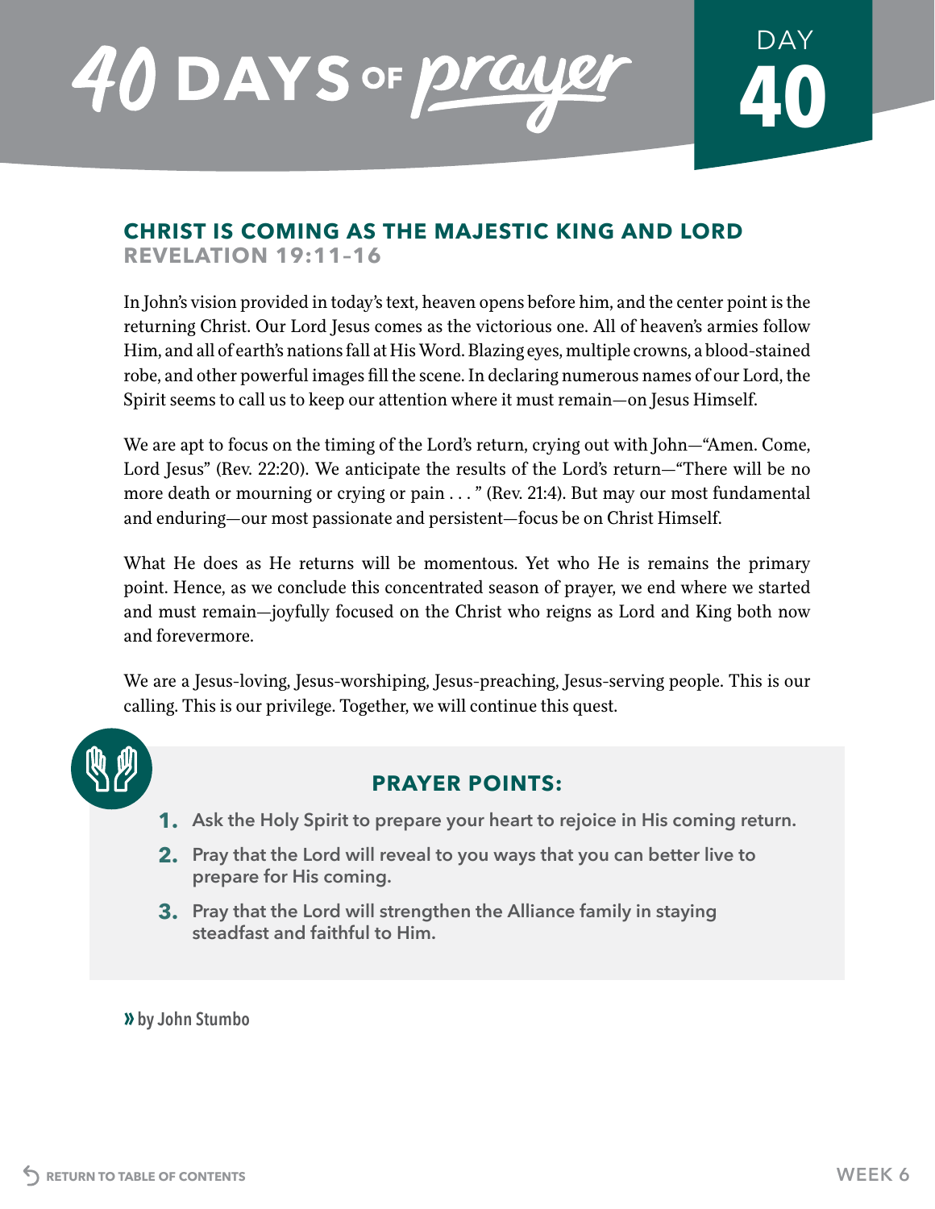# CHRIST IS COMING AS THE MAJESTIC KING AND LORD

## REVELATION 19:11–16

In John's vision provided in today's text, heaven opens before him, and the center point is the returning Christ. Our Lord Jesus comes as the victorious one. All of heaven's armies follow Him, and all of earth's nations fall at His Word. Blazing eyes, multiple crowns, a blood-stained robe, and other powerful images fill the scene. In declaring numerous names of our Lord, the Spirit seems to call us to keep our attention where it must remain—on Jesus Himself.

We are apt to focus on the timing of the Lord's return, crying out with John—"Amen. Come, Lord Jesus" (Rev. 22:20). We anticipate the results of the Lord's return—"There will be no more death or mourning or crying or pain . . . " (Rev. 21:4). But may our most fundamental and enduring—our most passionate and persistent—focus be on Christ Himself.

What He does as He returns will be momentous. Yet who He is remains the primary point. Hence, as we conclude this concentrated season of prayer, we end where we started and must remain—joyfully focused on the Christ who reigns as Lord and King both now and forevermore.

We are a Jesus-loving, Jesus-worshiping, Jesus-preaching, Jesus-serving people. This is our calling. This is our privilege. Together, we will continue this quest.

### PRAYER POINTS:

1. **Ask the Holy Spirit to prepare your heart to rejoice in His coming return.**
2. **Pray that the Lord will reveal to you ways that you can better live to prepare for His coming.**
3. **Pray that the Lord will strengthen the Alliance family in staying steadfast and faithful to Him.**

» by John Stumbo